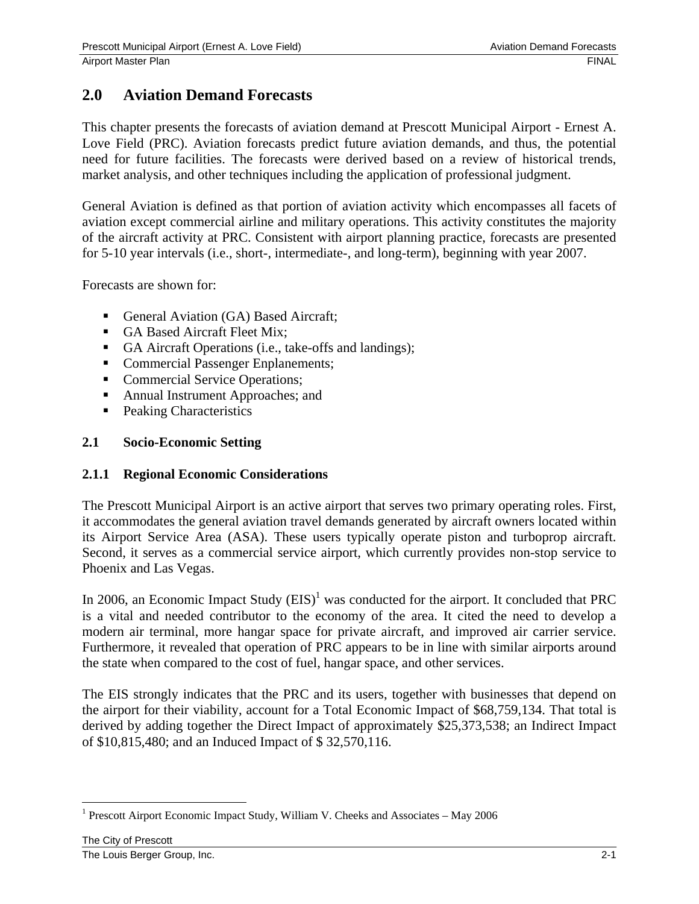# 2.0 Aviation Demand Forecasts

This chapter presents the forecasts of aviation demand at Prescott Municipal Airport - Ernest A. Love Field (PRC). Aviation forecasts predict future aviation demands, and thus, the potential need for future facilities. The forecasts were derived based on a review of historical trends, market analysis, and other techniques including the application of professional judgment.

General Aviation is defined as that portion of aviation activity which encompasses all facets of aviation except commercial airline and military operations. This activity constitutes the majority of the aircraft activity at PRC. Consistent with airport planning practice, forecasts are presented for 5-10 year intervals (i.e., short-, intermediate-, and long-term), beginning with year 2007.

Forecasts are shown for:

- General Aviation (GA) Based Aircraft;
- GA Based Aircraft Fleet Mix;
- GA Aircraft Operations (i.e., take-offs and landings);
- Commercial Passenger Enplanements;
- Commercial Service Operations;
- Annual Instrument Approaches; and
- Peaking Characteristics

## 2.1 Socio-Economic Setting

### 2.1.1 Regional Economic Considerations

The Prescott Municipal Airport is an active airport that serves two primary operating roles. First, it accommodates the general aviation travel demands generated by aircraft owners located within its Airport Service Area (ASA). These users typically operate piston and turboprop aircraft. Second, it serves as a commercial service airport, which currently provides non-stop service to Phoenix and Las Vegas.

In 2006, an Economic Impact Study (EIS)[1] was conducted for the airport. It concluded that PRC is a vital and needed contributor to the economy of the area. It cited the need to develop a modern air terminal, more hangar space for private aircraft, and improved air carrier service. Furthermore, it revealed that operation of PRC appears to be in line with similar airports around the state when compared to the cost of fuel, hangar space, and other services.

The EIS strongly indicates that the PRC and its users, together with businesses that depend on the airport for their viability, account for a Total Economic Impact of $68,759,134. That total is derived by adding together the Direct Impact of approximately $25,373,538; an Indirect Impact of $10,815,480; and an Induced Impact of $ 32,570,116.

[1] Prescott Airport Economic Impact Study, William V. Cheeks and Associates – May 2006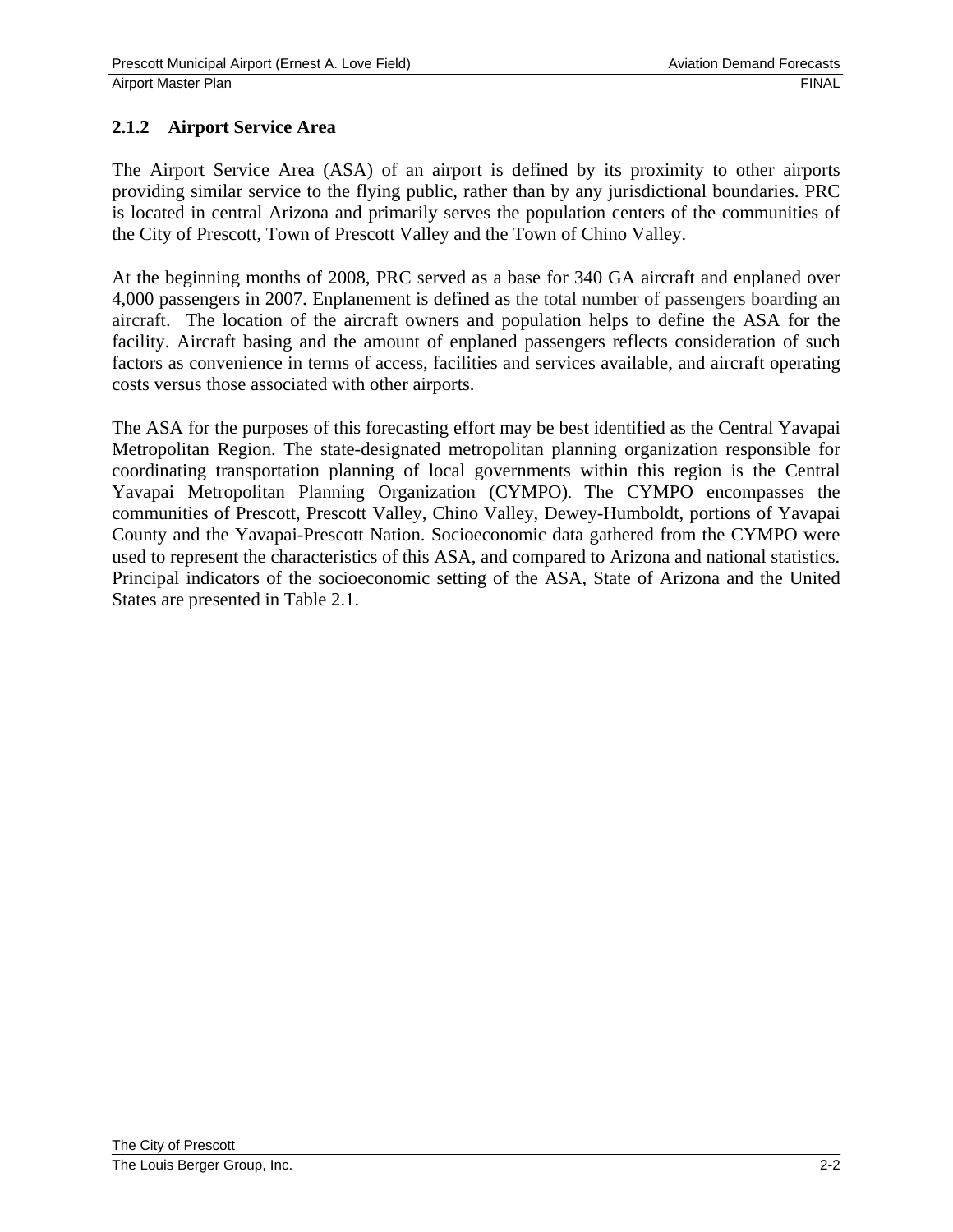### 2.1.2 Airport Service Area

The Airport Service Area (ASA) of an airport is defined by its proximity to other airports providing similar service to the flying public, rather than by any jurisdictional boundaries. PRC is located in central Arizona and primarily serves the population centers of the communities of the City of Prescott, Town of Prescott Valley and the Town of Chino Valley.

At the beginning months of 2008, PRC served as a base for 340 GA aircraft and enplaned over 4,000 passengers in 2007. Enplanement is defined as the total number of passengers boarding an aircraft. The location of the aircraft owners and population helps to define the ASA for the facility. Aircraft basing and the amount of enplaned passengers reflects consideration of such factors as convenience in terms of access, facilities and services available, and aircraft operating costs versus those associated with other airports.

The ASA for the purposes of this forecasting effort may be best identified as the Central Yavapai Metropolitan Region. The state-designated metropolitan planning organization responsible for coordinating transportation planning of local governments within this region is the Central Yavapai Metropolitan Planning Organization (CYMPO). The CYMPO encompasses the communities of Prescott, Prescott Valley, Chino Valley, Dewey-Humboldt, portions of Yavapai County and the Yavapai-Prescott Nation. Socioeconomic data gathered from the CYMPO were used to represent the characteristics of this ASA, and compared to Arizona and national statistics. Principal indicators of the socioeconomic setting of the ASA, State of Arizona and the United States are presented in Table 2.1.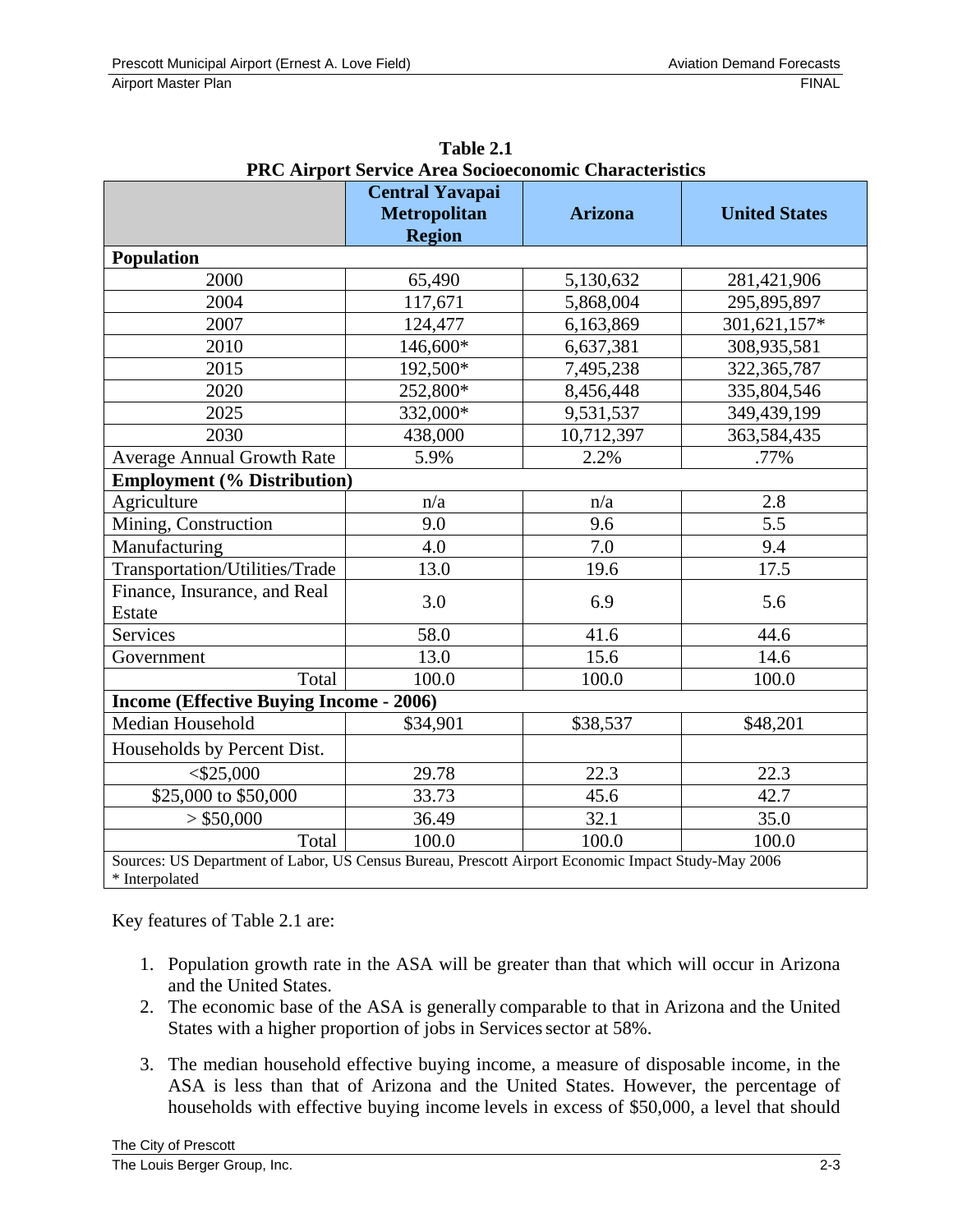**Table 2.1**
**PRC Airport Service Area Socioeconomic Characteristics**

| | Central Yavapai Metropolitan Region | Arizona | United States |
|---|---|---|---|
| **Population** | | | |
| 2000 | 65,490 | 5,130,632 | 281,421,906 |
| 2004 | 117,671 | 5,868,004 | 295,895,897 |
| 2007 | 124,477 | 6,163,869 | 301,621,157* |
| 2010 | 146,600* | 6,637,381 | 308,935,581 |
| 2015 | 192,500* | 7,495,238 | 322,365,787 |
| 2020 | 252,800* | 8,456,448 | 335,804,546 |
| 2025 | 332,000* | 9,531,537 | 349,439,199 |
| 2030 | 438,000 | 10,712,397 | 363,584,435 |
| Average Annual Growth Rate | 5.9% | 2.2% | .77% |
| **Employment (% Distribution)** | | | |
| Agriculture | n/a | n/a | 2.8 |
| Mining, Construction | 9.0 | 9.6 | 5.5 |
| Manufacturing | 4.0 | 7.0 | 9.4 |
| Transportation/Utilities/Trade | 13.0 | 19.6 | 17.5 |
| Finance, Insurance, and Real Estate | 3.0 | 6.9 | 5.6 |
| Services | 58.0 | 41.6 | 44.6 |
| Government | 13.0 | 15.6 | 14.6 |
| Total | 100.0 | 100.0 | 100.0 |
| **Income (Effective Buying Income - 2006)** | | | |
| Median Household | $34,901 | $38,537 | $48,201 |
| Households by Percent Dist. | | | |
| <$25,000 | 29.78 | 22.3 | 22.3 |
| $25,000 to $50,000 | 33.73 | 45.6 | 42.7 |
| > $50,000 | 36.49 | 32.1 | 35.0 |
| Total | 100.0 | 100.0 | 100.0 |

Sources: US Department of Labor, US Census Bureau, Prescott Airport Economic Impact Study-May 2006
* Interpolated

Key features of Table 2.1 are:

1. Population growth rate in the ASA will be greater than that which will occur in Arizona and the United States.
2. The economic base of the ASA is generally comparable to that in Arizona and the United States with a higher proportion of jobs in Services sector at 58%.
3. The median household effective buying income, a measure of disposable income, in the ASA is less than that of Arizona and the United States. However, the percentage of households with effective buying income levels in excess of $50,000, a level that should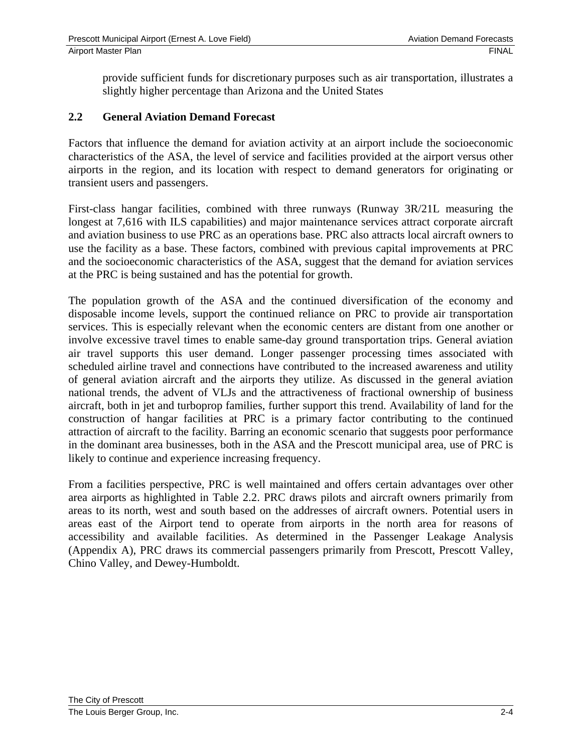provide sufficient funds for discretionary purposes such as air transportation, illustrates a slightly higher percentage than Arizona and the United States

## 2.2 General Aviation Demand Forecast

Factors that influence the demand for aviation activity at an airport include the socioeconomic characteristics of the ASA, the level of service and facilities provided at the airport versus other airports in the region, and its location with respect to demand generators for originating or transient users and passengers.

First-class hangar facilities, combined with three runways (Runway 3R/21L measuring the longest at 7,616 with ILS capabilities) and major maintenance services attract corporate aircraft and aviation business to use PRC as an operations base. PRC also attracts local aircraft owners to use the facility as a base. These factors, combined with previous capital improvements at PRC and the socioeconomic characteristics of the ASA, suggest that the demand for aviation services at the PRC is being sustained and has the potential for growth.

The population growth of the ASA and the continued diversification of the economy and disposable income levels, support the continued reliance on PRC to provide air transportation services. This is especially relevant when the economic centers are distant from one another or involve excessive travel times to enable same-day ground transportation trips. General aviation air travel supports this user demand. Longer passenger processing times associated with scheduled airline travel and connections have contributed to the increased awareness and utility of general aviation aircraft and the airports they utilize. As discussed in the general aviation national trends, the advent of VLJs and the attractiveness of fractional ownership of business aircraft, both in jet and turboprop families, further support this trend. Availability of land for the construction of hangar facilities at PRC is a primary factor contributing to the continued attraction of aircraft to the facility. Barring an economic scenario that suggests poor performance in the dominant area businesses, both in the ASA and the Prescott municipal area, use of PRC is likely to continue and experience increasing frequency.

From a facilities perspective, PRC is well maintained and offers certain advantages over other area airports as highlighted in Table 2.2. PRC draws pilots and aircraft owners primarily from areas to its north, west and south based on the addresses of aircraft owners. Potential users in areas east of the Airport tend to operate from airports in the north area for reasons of accessibility and available facilities. As determined in the Passenger Leakage Analysis (Appendix A), PRC draws its commercial passengers primarily from Prescott, Prescott Valley, Chino Valley, and Dewey-Humboldt.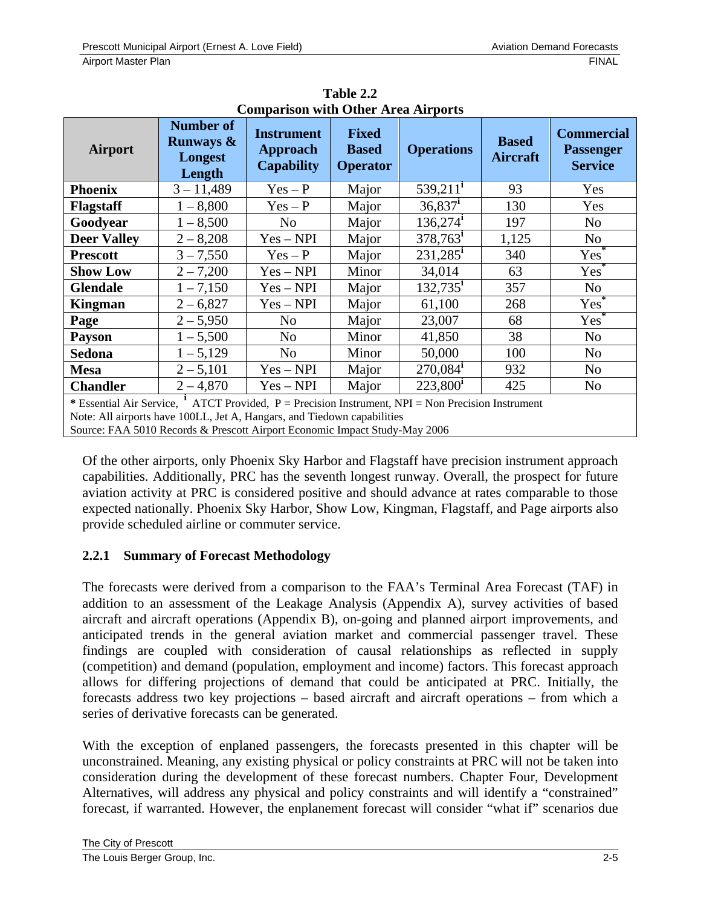**Table 2.2**
**Comparison with Other Area Airports**

| Airport | Number of Runways & Longest Length | Instrument Approach Capability | Fixed Based Operator | Operations | Based Aircraft | Commercial Passenger Service |
|---|---|---|---|---|---|---|
| **Phoenix** | 3 – 11,489 | Yes – P | Major | 539,211[i] | 93 | Yes |
| **Flagstaff** | 1 – 8,800 | Yes – P | Major | 36,837[i] | 130 | Yes |
| **Goodyear** | 1 – 8,500 | No | Major | 136,274[i] | 197 | No |
| **Deer Valley** | 2 – 8,208 | Yes – NPI | Major | 378,763[i] | 1,125 | No |
| **Prescott** | 3 – 7,550 | Yes – P | Major | 231,285[i] | 340 | Yes* |
| **Show Low** | 2 – 7,200 | Yes – NPI | Minor | 34,014 | 63 | Yes* |
| **Glendale** | 1 – 7,150 | Yes – NPI | Major | 132,735[i] | 357 | No |
| **Kingman** | 2 – 6,827 | Yes – NPI | Major | 61,100 | 268 | Yes* |
| **Page** | 2 – 5,950 | No | Major | 23,007 | 68 | Yes* |
| **Payson** | 1 – 5,500 | No | Minor | 41,850 | 38 | No |
| **Sedona** | 1 – 5,129 | No | Minor | 50,000 | 100 | No |
| **Mesa** | 2 – 5,101 | Yes – NPI | Major | 270,084[i] | 932 | No |
| **Chandler** | 2 – 4,870 | Yes – NPI | Major | 223,800[i] | 425 | No |

* Essential Air Service, [i] ATCT Provided, P = Precision Instrument, NPI = Non Precision Instrument
Note: All airports have 100LL, Jet A, Hangars, and Tiedown capabilities
Source: FAA 5010 Records & Prescott Airport Economic Impact Study-May 2006

Of the other airports, only Phoenix Sky Harbor and Flagstaff have precision instrument approach capabilities. Additionally, PRC has the seventh longest runway. Overall, the prospect for future aviation activity at PRC is considered positive and should advance at rates comparable to those expected nationally. Phoenix Sky Harbor, Show Low, Kingman, Flagstaff, and Page airports also provide scheduled airline or commuter service.

### 2.2.1 Summary of Forecast Methodology

The forecasts were derived from a comparison to the FAA's Terminal Area Forecast (TAF) in addition to an assessment of the Leakage Analysis (Appendix A), survey activities of based aircraft and aircraft operations (Appendix B), on-going and planned airport improvements, and anticipated trends in the general aviation market and commercial passenger travel. These findings are coupled with consideration of causal relationships as reflected in supply (competition) and demand (population, employment and income) factors. This forecast approach allows for differing projections of demand that could be anticipated at PRC. Initially, the forecasts address two key projections – based aircraft and aircraft operations – from which a series of derivative forecasts can be generated.

With the exception of enplaned passengers, the forecasts presented in this chapter will be unconstrained. Meaning, any existing physical or policy constraints at PRC will not be taken into consideration during the development of these forecast numbers. Chapter Four, Development Alternatives, will address any physical and policy constraints and will identify a "constrained" forecast, if warranted. However, the enplanement forecast will consider "what if" scenarios due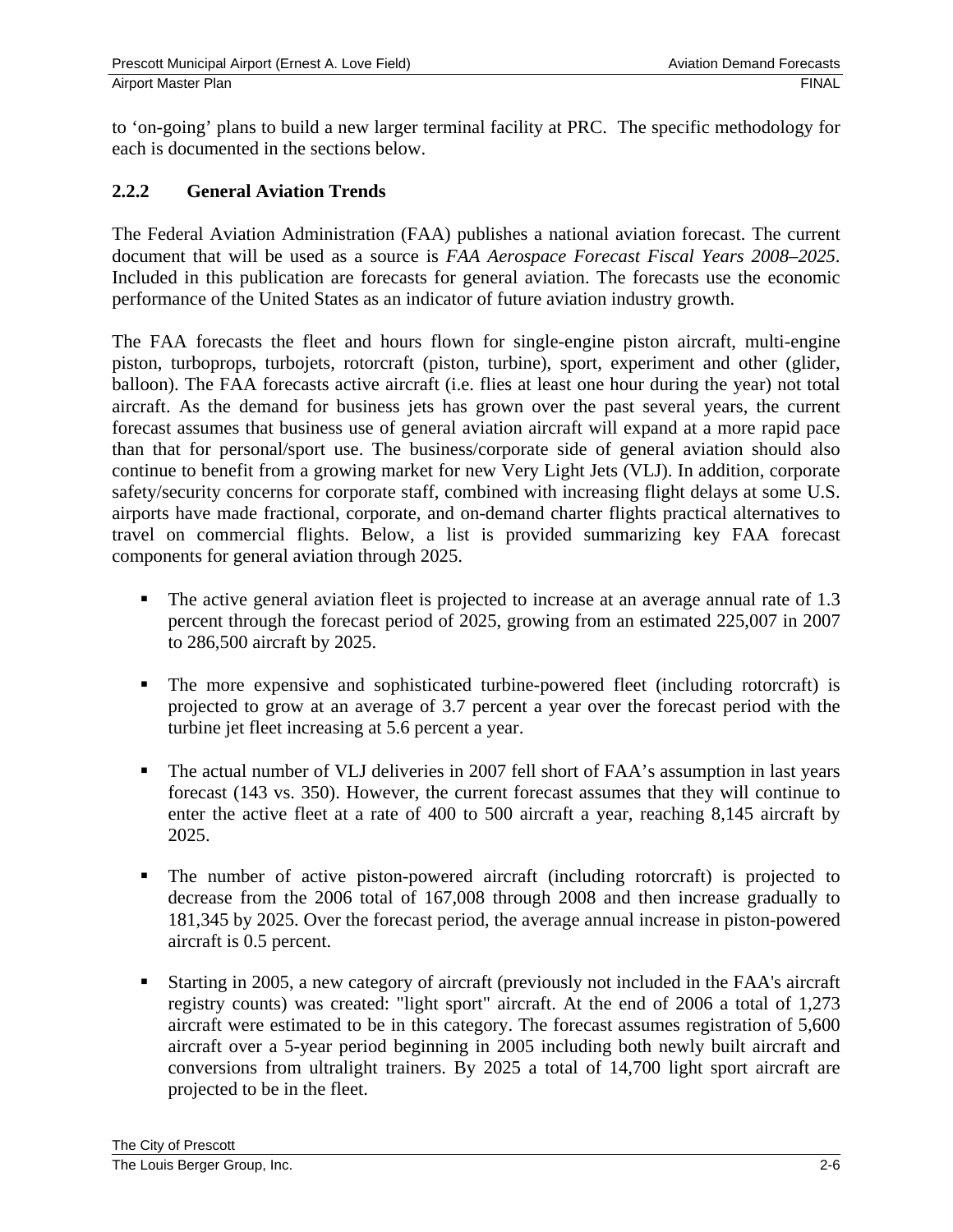to 'on-going' plans to build a new larger terminal facility at PRC. The specific methodology for each is documented in the sections below.

### 2.2.2 General Aviation Trends

The Federal Aviation Administration (FAA) publishes a national aviation forecast. The current document that will be used as a source is *FAA Aerospace Forecast Fiscal Years 2008–2025*. Included in this publication are forecasts for general aviation. The forecasts use the economic performance of the United States as an indicator of future aviation industry growth.

The FAA forecasts the fleet and hours flown for single-engine piston aircraft, multi-engine piston, turboprops, turbojets, rotorcraft (piston, turbine), sport, experiment and other (glider, balloon). The FAA forecasts active aircraft (i.e. flies at least one hour during the year) not total aircraft. As the demand for business jets has grown over the past several years, the current forecast assumes that business use of general aviation aircraft will expand at a more rapid pace than that for personal/sport use. The business/corporate side of general aviation should also continue to benefit from a growing market for new Very Light Jets (VLJ). In addition, corporate safety/security concerns for corporate staff, combined with increasing flight delays at some U.S. airports have made fractional, corporate, and on-demand charter flights practical alternatives to travel on commercial flights. Below, a list is provided summarizing key FAA forecast components for general aviation through 2025.

- The active general aviation fleet is projected to increase at an average annual rate of 1.3 percent through the forecast period of 2025, growing from an estimated 225,007 in 2007 to 286,500 aircraft by 2025.

- The more expensive and sophisticated turbine-powered fleet (including rotorcraft) is projected to grow at an average of 3.7 percent a year over the forecast period with the turbine jet fleet increasing at 5.6 percent a year.

- The actual number of VLJ deliveries in 2007 fell short of FAA's assumption in last years forecast (143 vs. 350). However, the current forecast assumes that they will continue to enter the active fleet at a rate of 400 to 500 aircraft a year, reaching 8,145 aircraft by 2025.

- The number of active piston-powered aircraft (including rotorcraft) is projected to decrease from the 2006 total of 167,008 through 2008 and then increase gradually to 181,345 by 2025. Over the forecast period, the average annual increase in piston-powered aircraft is 0.5 percent.

- Starting in 2005, a new category of aircraft (previously not included in the FAA's aircraft registry counts) was created: "light sport" aircraft. At the end of 2006 a total of 1,273 aircraft were estimated to be in this category. The forecast assumes registration of 5,600 aircraft over a 5-year period beginning in 2005 including both newly built aircraft and conversions from ultralight trainers. By 2025 a total of 14,700 light sport aircraft are projected to be in the fleet.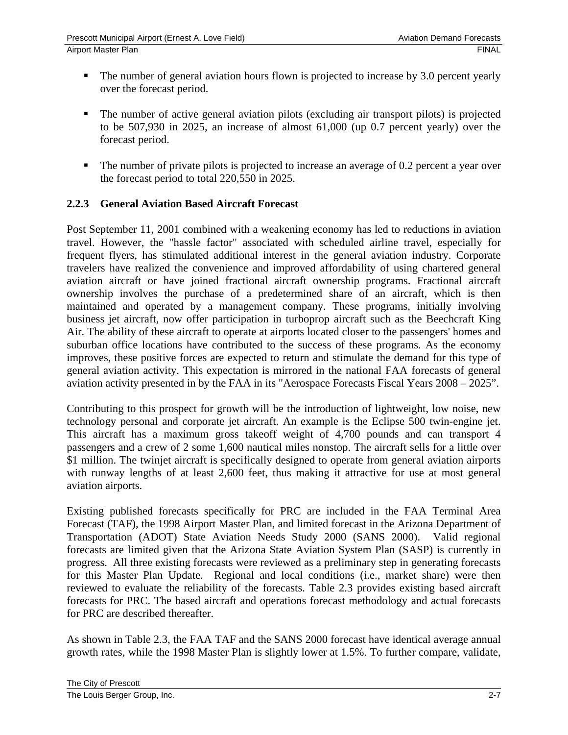- The number of general aviation hours flown is projected to increase by 3.0 percent yearly over the forecast period.

- The number of active general aviation pilots (excluding air transport pilots) is projected to be 507,930 in 2025, an increase of almost 61,000 (up 0.7 percent yearly) over the forecast period.

- The number of private pilots is projected to increase an average of 0.2 percent a year over the forecast period to total 220,550 in 2025.

### 2.2.3 General Aviation Based Aircraft Forecast

Post September 11, 2001 combined with a weakening economy has led to reductions in aviation travel. However, the "hassle factor" associated with scheduled airline travel, especially for frequent flyers, has stimulated additional interest in the general aviation industry. Corporate travelers have realized the convenience and improved affordability of using chartered general aviation aircraft or have joined fractional aircraft ownership programs. Fractional aircraft ownership involves the purchase of a predetermined share of an aircraft, which is then maintained and operated by a management company. These programs, initially involving business jet aircraft, now offer participation in turboprop aircraft such as the Beechcraft King Air. The ability of these aircraft to operate at airports located closer to the passengers' homes and suburban office locations have contributed to the success of these programs. As the economy improves, these positive forces are expected to return and stimulate the demand for this type of general aviation activity. This expectation is mirrored in the national FAA forecasts of general aviation activity presented in by the FAA in its "Aerospace Forecasts Fiscal Years 2008 – 2025".

Contributing to this prospect for growth will be the introduction of lightweight, low noise, new technology personal and corporate jet aircraft. An example is the Eclipse 500 twin-engine jet. This aircraft has a maximum gross takeoff weight of 4,700 pounds and can transport 4 passengers and a crew of 2 some 1,600 nautical miles nonstop. The aircraft sells for a little over $1 million. The twinjet aircraft is specifically designed to operate from general aviation airports with runway lengths of at least 2,600 feet, thus making it attractive for use at most general aviation airports.

Existing published forecasts specifically for PRC are included in the FAA Terminal Area Forecast (TAF), the 1998 Airport Master Plan, and limited forecast in the Arizona Department of Transportation (ADOT) State Aviation Needs Study 2000 (SANS 2000). Valid regional forecasts are limited given that the Arizona State Aviation System Plan (SASP) is currently in progress. All three existing forecasts were reviewed as a preliminary step in generating forecasts for this Master Plan Update. Regional and local conditions (i.e., market share) were then reviewed to evaluate the reliability of the forecasts. Table 2.3 provides existing based aircraft forecasts for PRC. The based aircraft and operations forecast methodology and actual forecasts for PRC are described thereafter.

As shown in Table 2.3, the FAA TAF and the SANS 2000 forecast have identical average annual growth rates, while the 1998 Master Plan is slightly lower at 1.5%. To further compare, validate,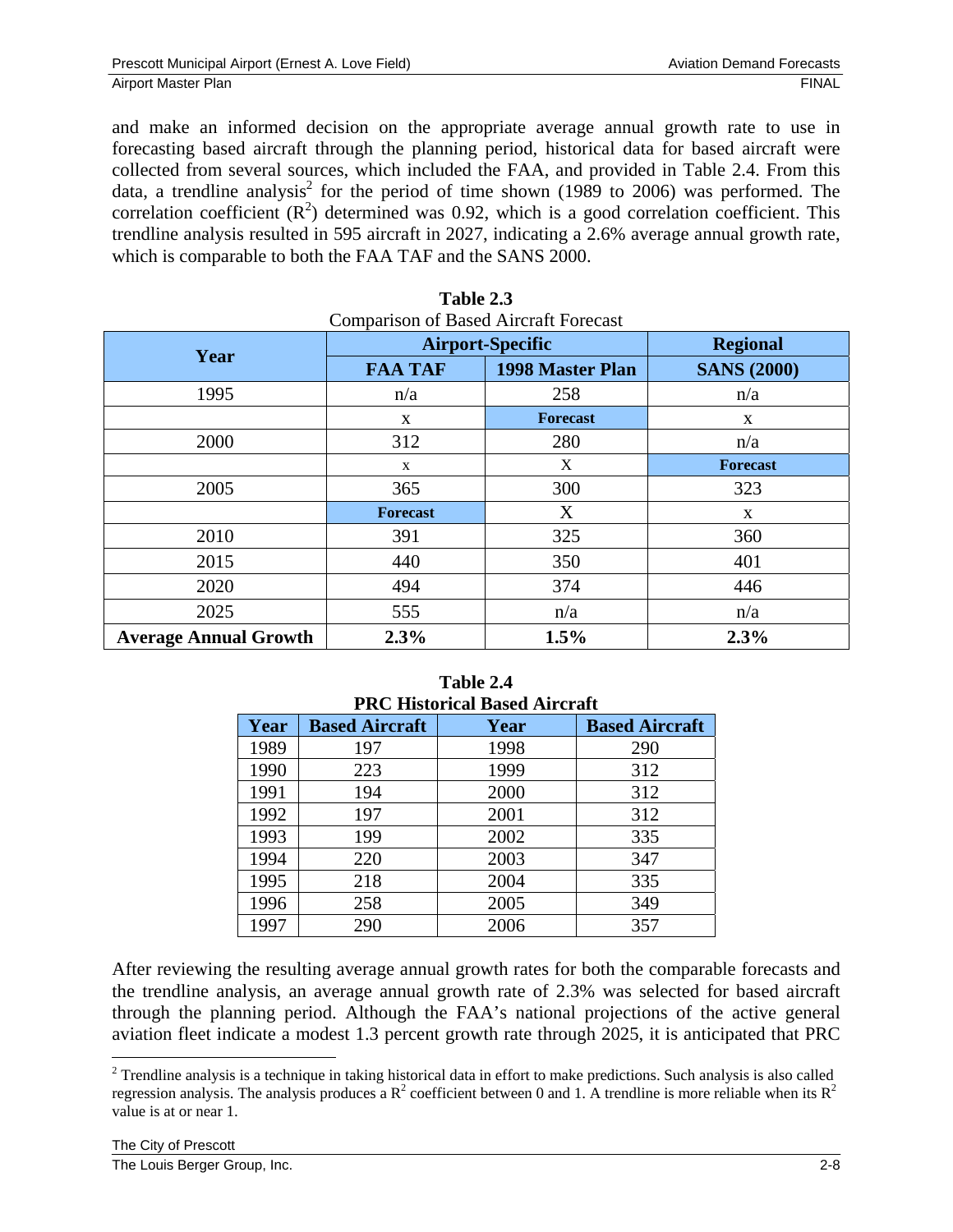and make an informed decision on the appropriate average annual growth rate to use in forecasting based aircraft through the planning period, historical data for based aircraft were collected from several sources, which included the FAA, and provided in Table 2.4. From this data, a trendline analysis[2] for the period of time shown (1989 to 2006) was performed. The correlation coefficient ($R^2$) determined was 0.92, which is a good correlation coefficient. This trendline analysis resulted in 595 aircraft in 2027, indicating a 2.6% average annual growth rate, which is comparable to both the FAA TAF and the SANS 2000.

**Table 2.3**
Comparison of Based Aircraft Forecast

| Year | Airport-Specific | | Regional |
|---|---|---|---|
| | FAA TAF | 1998 Master Plan | SANS (2000) |
| 1995 | n/a | 258 | n/a |
| | x | **Forecast** | x |
| 2000 | 312 | 280 | n/a |
| | x | X | **Forecast** |
| 2005 | 365 | 300 | 323 |
| | **Forecast** | X | x |
| 2010 | 391 | 325 | 360 |
| 2015 | 440 | 350 | 401 |
| 2020 | 494 | 374 | 446 |
| 2025 | 555 | n/a | n/a |
| **Average Annual Growth** | **2.3%** | **1.5%** | **2.3%** |

**Table 2.4**
**PRC Historical Based Aircraft**

| Year | Based Aircraft | Year | Based Aircraft |
|---|---|---|---|
| 1989 | 197 | 1998 | 290 |
| 1990 | 223 | 1999 | 312 |
| 1991 | 194 | 2000 | 312 |
| 1992 | 197 | 2001 | 312 |
| 1993 | 199 | 2002 | 335 |
| 1994 | 220 | 2003 | 347 |
| 1995 | 218 | 2004 | 335 |
| 1996 | 258 | 2005 | 349 |
| 1997 | 290 | 2006 | 357 |

After reviewing the resulting average annual growth rates for both the comparable forecasts and the trendline analysis, an average annual growth rate of 2.3% was selected for based aircraft through the planning period. Although the FAA's national projections of the active general aviation fleet indicate a modest 1.3 percent growth rate through 2025, it is anticipated that PRC

[2] Trendline analysis is a technique in taking historical data in effort to make predictions. Such analysis is also called regression analysis. The analysis produces a $R^2$ coefficient between 0 and 1. A trendline is more reliable when its $R^2$ value is at or near 1.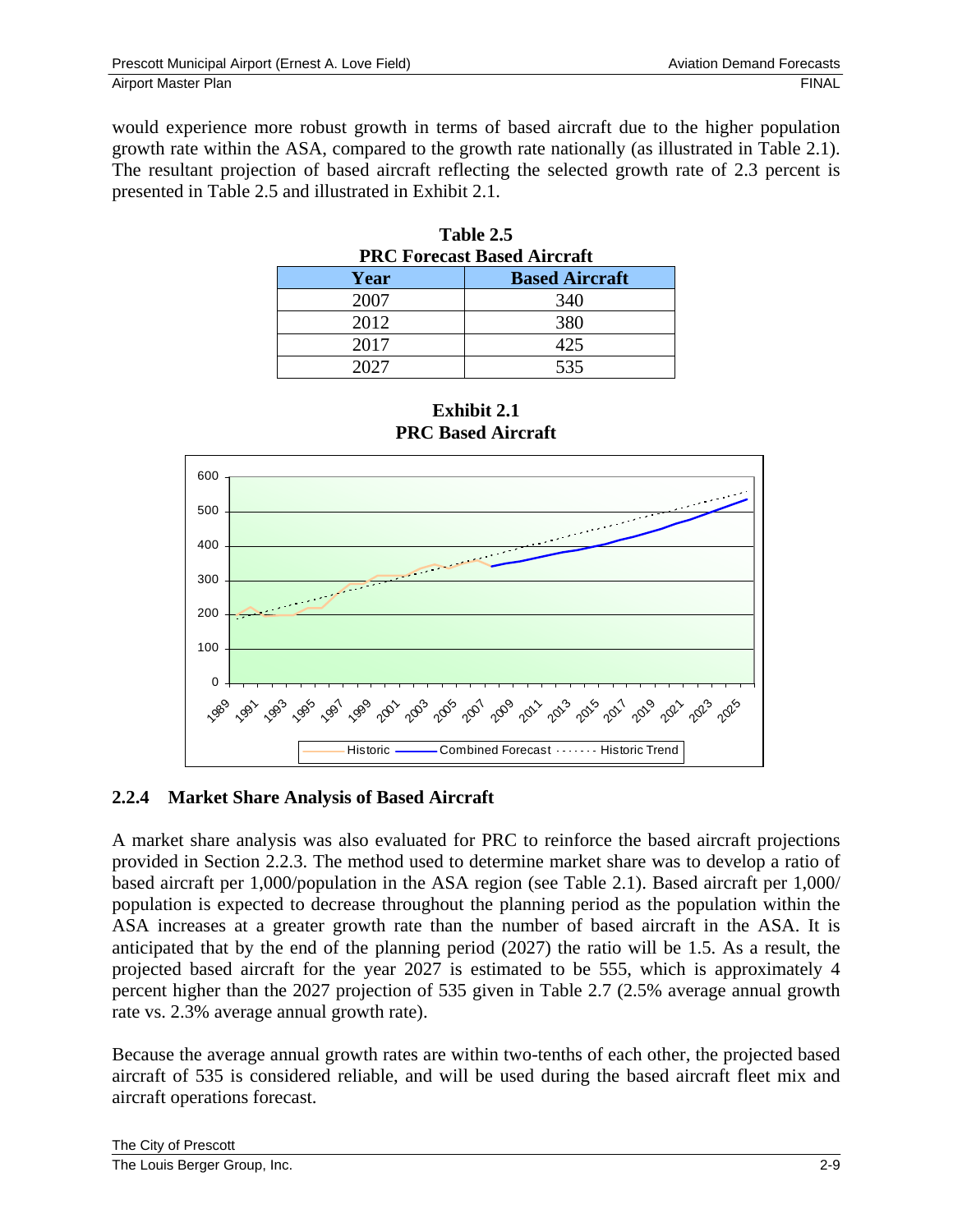would experience more robust growth in terms of based aircraft due to the higher population growth rate within the ASA, compared to the growth rate nationally (as illustrated in Table 2.1). The resultant projection of based aircraft reflecting the selected growth rate of 2.3 percent is presented in Table 2.5 and illustrated in Exhibit 2.1.

**Table 2.5**
**PRC Forecast Based Aircraft**

| Year | Based Aircraft |
|---|---|
| 2007 | 340 |
| 2012 | 380 |
| 2017 | 425 |
| 2027 | 535 |

**Exhibit 2.1**
**PRC Based Aircraft**

### 2.2.4 Market Share Analysis of Based Aircraft

A market share analysis was also evaluated for PRC to reinforce the based aircraft projections provided in Section 2.2.3. The method used to determine market share was to develop a ratio of based aircraft per 1,000/population in the ASA region (see Table 2.1). Based aircraft per 1,000/ population is expected to decrease throughout the planning period as the population within the ASA increases at a greater growth rate than the number of based aircraft in the ASA. It is anticipated that by the end of the planning period (2027) the ratio will be 1.5. As a result, the projected based aircraft for the year 2027 is estimated to be 555, which is approximately 4 percent higher than the 2027 projection of 535 given in Table 2.7 (2.5% average annual growth rate vs. 2.3% average annual growth rate).

Because the average annual growth rates are within two-tenths of each other, the projected based aircraft of 535 is considered reliable, and will be used during the based aircraft fleet mix and aircraft operations forecast.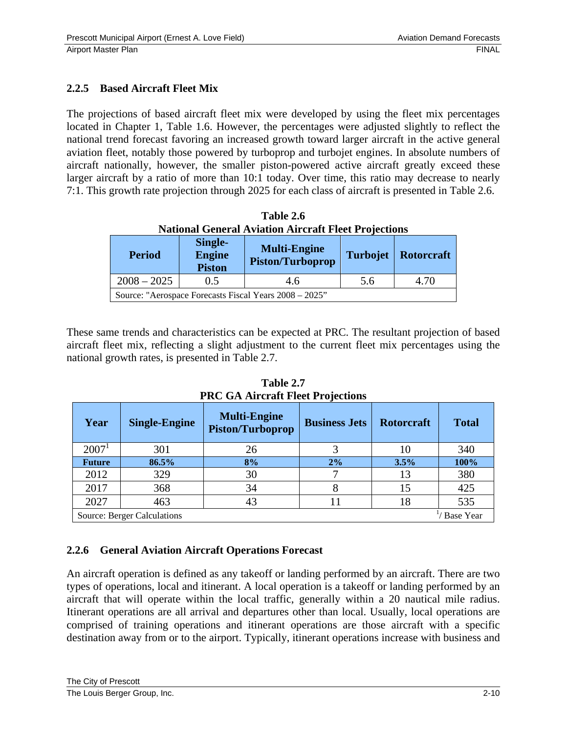### 2.2.5 Based Aircraft Fleet Mix

The projections of based aircraft fleet mix were developed by using the fleet mix percentages located in Chapter 1, Table 1.6. However, the percentages were adjusted slightly to reflect the national trend forecast favoring an increased growth toward larger aircraft in the active general aviation fleet, notably those powered by turboprop and turbojet engines. In absolute numbers of aircraft nationally, however, the smaller piston-powered active aircraft greatly exceed these larger aircraft by a ratio of more than 10:1 today. Over time, this ratio may decrease to nearly 7:1. This growth rate projection through 2025 for each class of aircraft is presented in Table 2.6.

**Table 2.6**
**National General Aviation Aircraft Fleet Projections**

| Period | Single-Engine Piston | Multi-Engine Piston/Turboprop | Turbojet | Rotorcraft |
|---|---|---|---|---|
| 2008 – 2025 | 0.5 | 4.6 | 5.6 | 4.70 |
| Source: "Aerospace Forecasts Fiscal Years 2008 – 2025" | | | | |

These same trends and characteristics can be expected at PRC. The resultant projection of based aircraft fleet mix, reflecting a slight adjustment to the current fleet mix percentages using the national growth rates, is presented in Table 2.7.

**Table 2.7**
**PRC GA Aircraft Fleet Projections**

| Year | Single-Engine | Multi-Engine Piston/Turboprop | Business Jets | Rotorcraft | Total |
|---|---|---|---|---|---|
| 2007[1] | 301 | 26 | 3 | 10 | 340 |
| **Future** | **86.5%** | **8%** | **2%** | **3.5%** | **100%** |
| 2012 | 329 | 30 | 7 | 13 | 380 |
| 2017 | 368 | 34 | 8 | 15 | 425 |
| 2027 | 463 | 43 | 11 | 18 | 535 |
| Source: Berger Calculations | | | | | [1]/ Base Year |

### 2.2.6 General Aviation Aircraft Operations Forecast

An aircraft operation is defined as any takeoff or landing performed by an aircraft. There are two types of operations, local and itinerant. A local operation is a takeoff or landing performed by an aircraft that will operate within the local traffic, generally within a 20 nautical mile radius. Itinerant operations are all arrival and departures other than local. Usually, local operations are comprised of training operations and itinerant operations are those aircraft with a specific destination away from or to the airport. Typically, itinerant operations increase with business and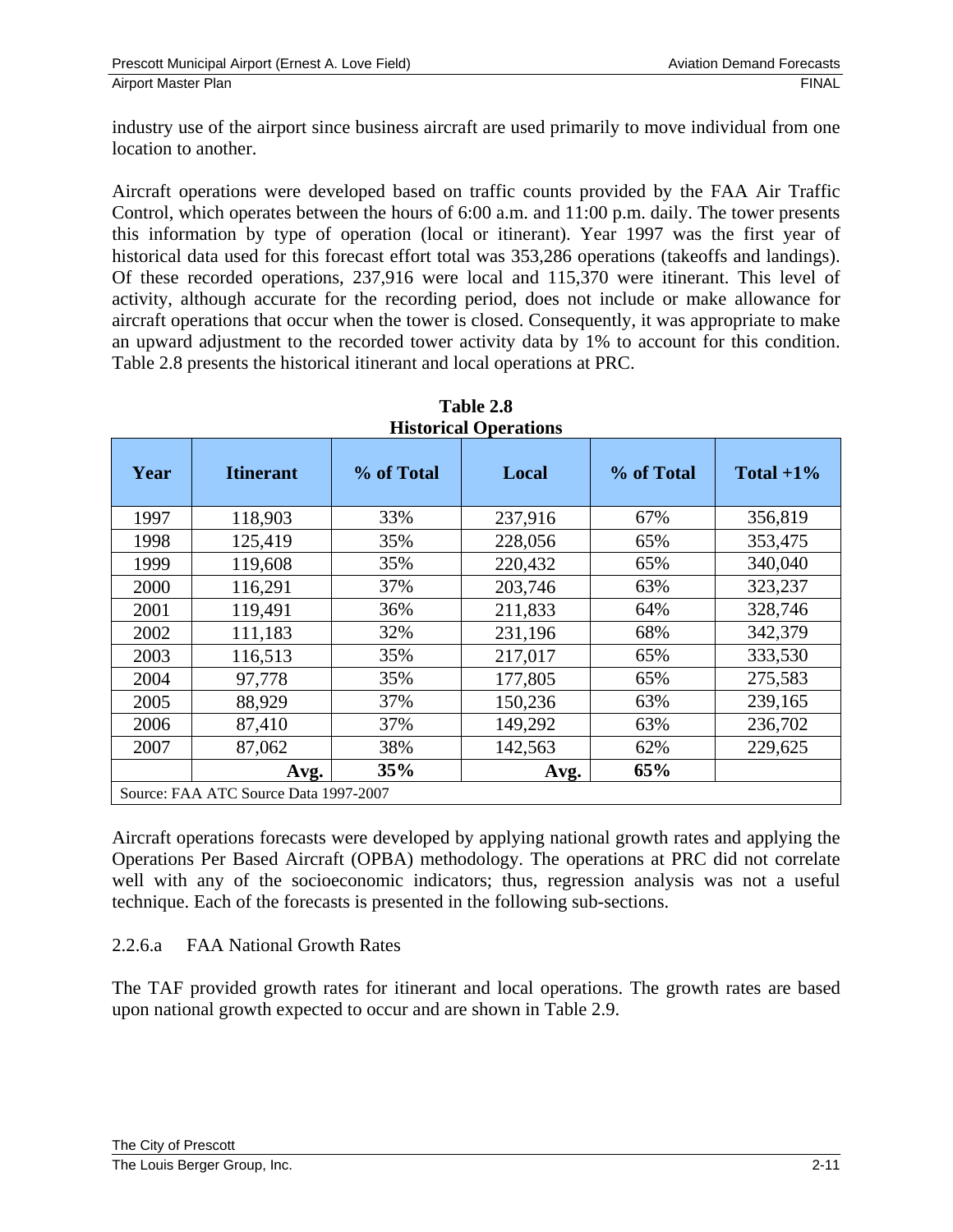industry use of the airport since business aircraft are used primarily to move individual from one location to another.

Aircraft operations were developed based on traffic counts provided by the FAA Air Traffic Control, which operates between the hours of 6:00 a.m. and 11:00 p.m. daily. The tower presents this information by type of operation (local or itinerant). Year 1997 was the first year of historical data used for this forecast effort total was 353,286 operations (takeoffs and landings). Of these recorded operations, 237,916 were local and 115,370 were itinerant. This level of activity, although accurate for the recording period, does not include or make allowance for aircraft operations that occur when the tower is closed. Consequently, it was appropriate to make an upward adjustment to the recorded tower activity data by 1% to account for this condition. Table 2.8 presents the historical itinerant and local operations at PRC.

**Table 2.8**
**Historical Operations**

| Year | Itinerant | % of Total | Local | % of Total | Total +1% |
|---|---|---|---|---|---|
| 1997 | 118,903 | 33% | 237,916 | 67% | 356,819 |
| 1998 | 125,419 | 35% | 228,056 | 65% | 353,475 |
| 1999 | 119,608 | 35% | 220,432 | 65% | 340,040 |
| 2000 | 116,291 | 37% | 203,746 | 63% | 323,237 |
| 2001 | 119,491 | 36% | 211,833 | 64% | 328,746 |
| 2002 | 111,183 | 32% | 231,196 | 68% | 342,379 |
| 2003 | 116,513 | 35% | 217,017 | 65% | 333,530 |
| 2004 | 97,778 | 35% | 177,805 | 65% | 275,583 |
| 2005 | 88,929 | 37% | 150,236 | 63% | 239,165 |
| 2006 | 87,410 | 37% | 149,292 | 63% | 236,702 |
| 2007 | 87,062 | 38% | 142,563 | 62% | 229,625 |
| | **Avg.** | **35%** | **Avg.** | **65%** | |
| Source: FAA ATC Source Data 1997-2007 | | | | | |

Aircraft operations forecasts were developed by applying national growth rates and applying the Operations Per Based Aircraft (OPBA) methodology. The operations at PRC did not correlate well with any of the socioeconomic indicators; thus, regression analysis was not a useful technique. Each of the forecasts is presented in the following sub-sections.

2.2.6.a FAA National Growth Rates

The TAF provided growth rates for itinerant and local operations. The growth rates are based upon national growth expected to occur and are shown in Table 2.9.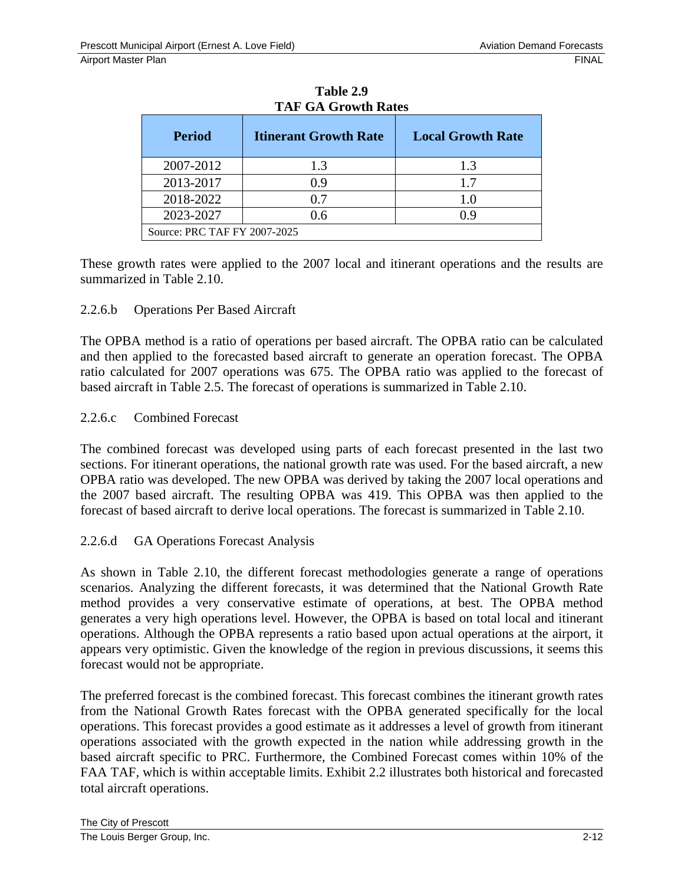**Table 2.9**
**TAF GA Growth Rates**

| Period | Itinerant Growth Rate | Local Growth Rate |
|---|---|---|
| 2007-2012 | 1.3 | 1.3 |
| 2013-2017 | 0.9 | 1.7 |
| 2018-2022 | 0.7 | 1.0 |
| 2023-2027 | 0.6 | 0.9 |
| Source: PRC TAF FY 2007-2025 | | |

These growth rates were applied to the 2007 local and itinerant operations and the results are summarized in Table 2.10.

#### 2.2.6.b Operations Per Based Aircraft

The OPBA method is a ratio of operations per based aircraft. The OPBA ratio can be calculated and then applied to the forecasted based aircraft to generate an operation forecast. The OPBA ratio calculated for 2007 operations was 675. The OPBA ratio was applied to the forecast of based aircraft in Table 2.5. The forecast of operations is summarized in Table 2.10.

#### 2.2.6.c Combined Forecast

The combined forecast was developed using parts of each forecast presented in the last two sections. For itinerant operations, the national growth rate was used. For the based aircraft, a new OPBA ratio was developed. The new OPBA was derived by taking the 2007 local operations and the 2007 based aircraft. The resulting OPBA was 419. This OPBA was then applied to the forecast of based aircraft to derive local operations. The forecast is summarized in Table 2.10.

#### 2.2.6.d GA Operations Forecast Analysis

As shown in Table 2.10, the different forecast methodologies generate a range of operations scenarios. Analyzing the different forecasts, it was determined that the National Growth Rate method provides a very conservative estimate of operations, at best. The OPBA method generates a very high operations level. However, the OPBA is based on total local and itinerant operations. Although the OPBA represents a ratio based upon actual operations at the airport, it appears very optimistic. Given the knowledge of the region in previous discussions, it seems this forecast would not be appropriate.

The preferred forecast is the combined forecast. This forecast combines the itinerant growth rates from the National Growth Rates forecast with the OPBA generated specifically for the local operations. This forecast provides a good estimate as it addresses a level of growth from itinerant operations associated with the growth expected in the nation while addressing growth in the based aircraft specific to PRC. Furthermore, the Combined Forecast comes within 10% of the FAA TAF, which is within acceptable limits. Exhibit 2.2 illustrates both historical and forecasted total aircraft operations.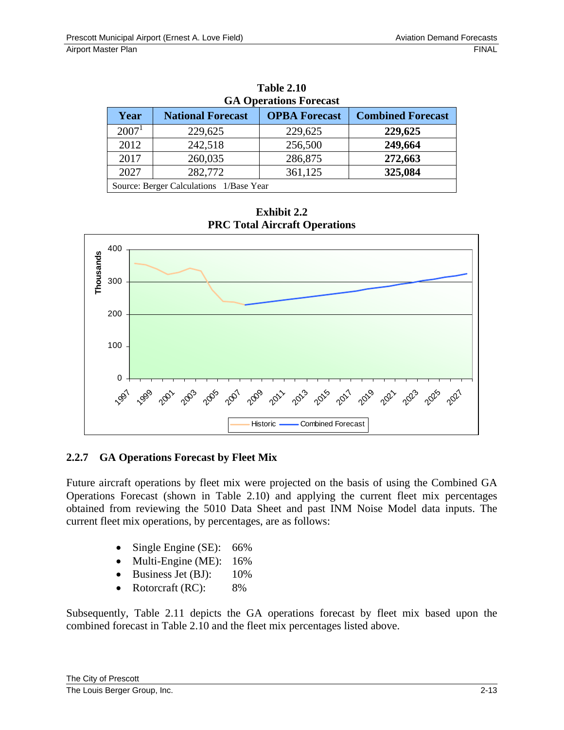**Table 2.10**
**GA Operations Forecast**

| Year | National Forecast | OPBA Forecast | Combined Forecast |
|---|---|---|---|
| 2007[1] | 229,625 | 229,625 | **229,625** |
| 2012 | 242,518 | 256,500 | **249,664** |
| 2017 | 260,035 | 286,875 | **272,663** |
| 2027 | 282,772 | 361,125 | **325,084** |
| Source: Berger Calculations 1/Base Year | | | |

**Exhibit 2.2**
**PRC Total Aircraft Operations**

### 2.2.7 GA Operations Forecast by Fleet Mix

Future aircraft operations by fleet mix were projected on the basis of using the Combined GA Operations Forecast (shown in Table 2.10) and applying the current fleet mix percentages obtained from reviewing the 5010 Data Sheet and past INM Noise Model data inputs. The current fleet mix operations, by percentages, are as follows:

- Single Engine (SE): 66%
- Multi-Engine (ME): 16%
- Business Jet (BJ): 10%
- Rotorcraft (RC): 8%

Subsequently, Table 2.11 depicts the GA operations forecast by fleet mix based upon the combined forecast in Table 2.10 and the fleet mix percentages listed above.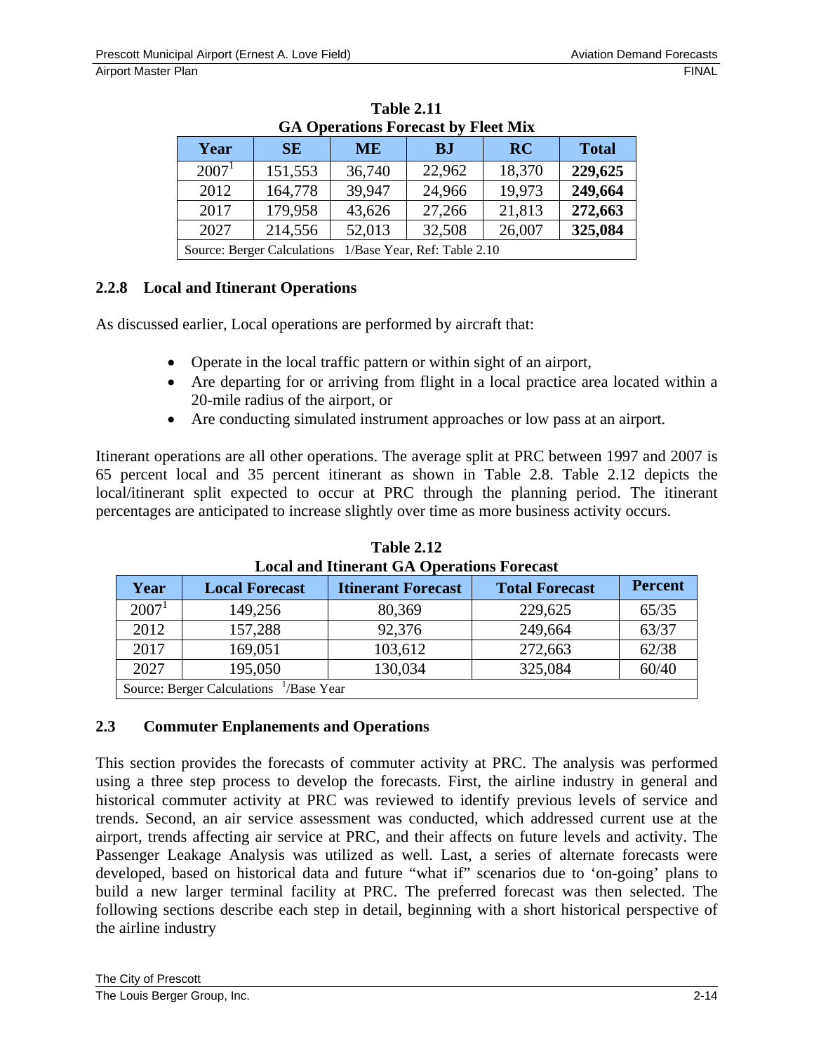**Table 2.11**
**GA Operations Forecast by Fleet Mix**

| Year | SE | ME | BJ | RC | Total |
|---|---|---|---|---|---|
| 2007[1] | 151,553 | 36,740 | 22,962 | 18,370 | **229,625** |
| 2012 | 164,778 | 39,947 | 24,966 | 19,973 | **249,664** |
| 2017 | 179,958 | 43,626 | 27,266 | 21,813 | **272,663** |
| 2027 | 214,556 | 52,013 | 32,508 | 26,007 | **325,084** |
| Source: Berger Calculations 1/Base Year, Ref: Table 2.10 | | | | | |

### 2.2.8 Local and Itinerant Operations

As discussed earlier, Local operations are performed by aircraft that:

- Operate in the local traffic pattern or within sight of an airport,
- Are departing for or arriving from flight in a local practice area located within a 20-mile radius of the airport, or
- Are conducting simulated instrument approaches or low pass at an airport.

Itinerant operations are all other operations. The average split at PRC between 1997 and 2007 is 65 percent local and 35 percent itinerant as shown in Table 2.8. Table 2.12 depicts the local/itinerant split expected to occur at PRC through the planning period. The itinerant percentages are anticipated to increase slightly over time as more business activity occurs.

**Table 2.12**
**Local and Itinerant GA Operations Forecast**

| Year | Local Forecast | Itinerant Forecast | Total Forecast | Percent |
|---|---|---|---|---|
| 2007[1] | 149,256 | 80,369 | 229,625 | 65/35 |
| 2012 | 157,288 | 92,376 | 249,664 | 63/37 |
| 2017 | 169,051 | 103,612 | 272,663 | 62/38 |
| 2027 | 195,050 | 130,034 | 325,084 | 60/40 |
| Source: Berger Calculations [1]/Base Year | | | | |

## 2.3 Commuter Enplanements and Operations

This section provides the forecasts of commuter activity at PRC. The analysis was performed using a three step process to develop the forecasts. First, the airline industry in general and historical commuter activity at PRC was reviewed to identify previous levels of service and trends. Second, an air service assessment was conducted, which addressed current use at the airport, trends affecting air service at PRC, and their affects on future levels and activity. The Passenger Leakage Analysis was utilized as well. Last, a series of alternate forecasts were developed, based on historical data and future "what if" scenarios due to 'on-going' plans to build a new larger terminal facility at PRC. The preferred forecast was then selected. The following sections describe each step in detail, beginning with a short historical perspective of the airline industry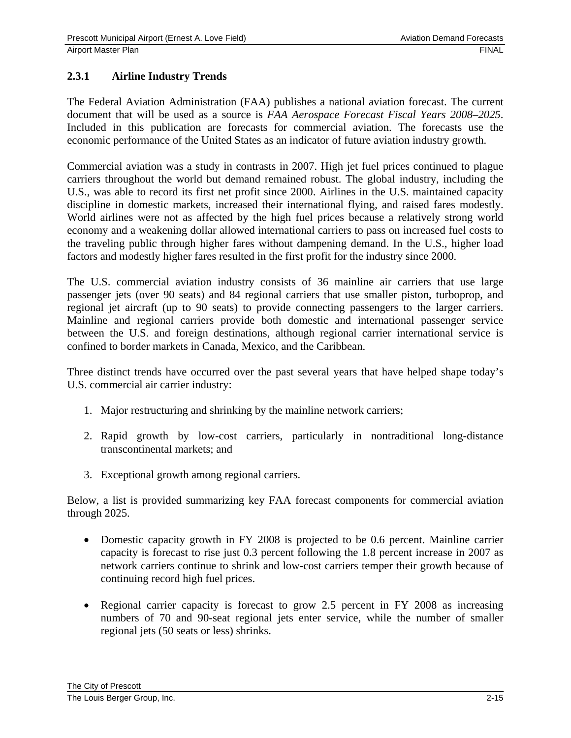### 2.3.1 Airline Industry Trends

The Federal Aviation Administration (FAA) publishes a national aviation forecast. The current document that will be used as a source is *FAA Aerospace Forecast Fiscal Years 2008–2025*. Included in this publication are forecasts for commercial aviation. The forecasts use the economic performance of the United States as an indicator of future aviation industry growth.

Commercial aviation was a study in contrasts in 2007. High jet fuel prices continued to plague carriers throughout the world but demand remained robust. The global industry, including the U.S., was able to record its first net profit since 2000. Airlines in the U.S. maintained capacity discipline in domestic markets, increased their international flying, and raised fares modestly. World airlines were not as affected by the high fuel prices because a relatively strong world economy and a weakening dollar allowed international carriers to pass on increased fuel costs to the traveling public through higher fares without dampening demand. In the U.S., higher load factors and modestly higher fares resulted in the first profit for the industry since 2000.

The U.S. commercial aviation industry consists of 36 mainline air carriers that use large passenger jets (over 90 seats) and 84 regional carriers that use smaller piston, turboprop, and regional jet aircraft (up to 90 seats) to provide connecting passengers to the larger carriers. Mainline and regional carriers provide both domestic and international passenger service between the U.S. and foreign destinations, although regional carrier international service is confined to border markets in Canada, Mexico, and the Caribbean.

Three distinct trends have occurred over the past several years that have helped shape today's U.S. commercial air carrier industry:

1. Major restructuring and shrinking by the mainline network carriers;
2. Rapid growth by low-cost carriers, particularly in nontraditional long-distance transcontinental markets; and
3. Exceptional growth among regional carriers.

Below, a list is provided summarizing key FAA forecast components for commercial aviation through 2025.

- Domestic capacity growth in FY 2008 is projected to be 0.6 percent. Mainline carrier capacity is forecast to rise just 0.3 percent following the 1.8 percent increase in 2007 as network carriers continue to shrink and low-cost carriers temper their growth because of continuing record high fuel prices.
- Regional carrier capacity is forecast to grow 2.5 percent in FY 2008 as increasing numbers of 70 and 90-seat regional jets enter service, while the number of smaller regional jets (50 seats or less) shrinks.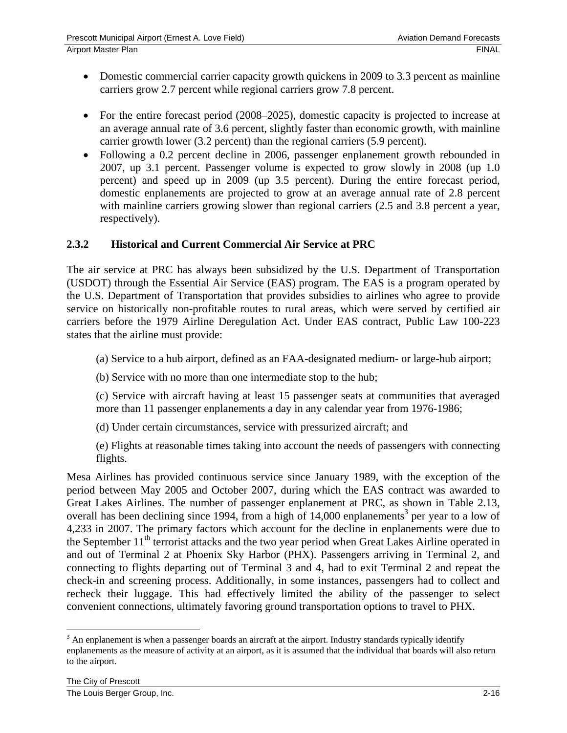- Domestic commercial carrier capacity growth quickens in 2009 to 3.3 percent as mainline carriers grow 2.7 percent while regional carriers grow 7.8 percent.

- For the entire forecast period (2008–2025), domestic capacity is projected to increase at an average annual rate of 3.6 percent, slightly faster than economic growth, with mainline carrier growth lower (3.2 percent) than the regional carriers (5.9 percent).
- Following a 0.2 percent decline in 2006, passenger enplanement growth rebounded in 2007, up 3.1 percent. Passenger volume is expected to grow slowly in 2008 (up 1.0 percent) and speed up in 2009 (up 3.5 percent). During the entire forecast period, domestic enplanements are projected to grow at an average annual rate of 2.8 percent with mainline carriers growing slower than regional carriers (2.5 and 3.8 percent a year, respectively).

### 2.3.2 Historical and Current Commercial Air Service at PRC

The air service at PRC has always been subsidized by the U.S. Department of Transportation (USDOT) through the Essential Air Service (EAS) program. The EAS is a program operated by the U.S. Department of Transportation that provides subsidies to airlines who agree to provide service on historically non-profitable routes to rural areas, which were served by certified air carriers before the 1979 Airline Deregulation Act. Under EAS contract, Public Law 100-223 states that the airline must provide:

(a) Service to a hub airport, defined as an FAA-designated medium- or large-hub airport;

(b) Service with no more than one intermediate stop to the hub;

(c) Service with aircraft having at least 15 passenger seats at communities that averaged more than 11 passenger enplanements a day in any calendar year from 1976-1986;

(d) Under certain circumstances, service with pressurized aircraft; and

(e) Flights at reasonable times taking into account the needs of passengers with connecting flights.

Mesa Airlines has provided continuous service since January 1989, with the exception of the period between May 2005 and October 2007, during which the EAS contract was awarded to Great Lakes Airlines. The number of passenger enplanement at PRC, as shown in Table 2.13, overall has been declining since 1994, from a high of 14,000 enplanements[3] per year to a low of 4,233 in 2007. The primary factors which account for the decline in enplanements were due to the September 11th terrorist attacks and the two year period when Great Lakes Airline operated in and out of Terminal 2 at Phoenix Sky Harbor (PHX). Passengers arriving in Terminal 2, and connecting to flights departing out of Terminal 3 and 4, had to exit Terminal 2 and repeat the check-in and screening process. Additionally, in some instances, passengers had to collect and recheck their luggage. This had effectively limited the ability of the passenger to select convenient connections, ultimately favoring ground transportation options to travel to PHX.

[3] An enplanement is when a passenger boards an aircraft at the airport. Industry standards typically identify enplanements as the measure of activity at an airport, as it is assumed that the individual that boards will also return to the airport.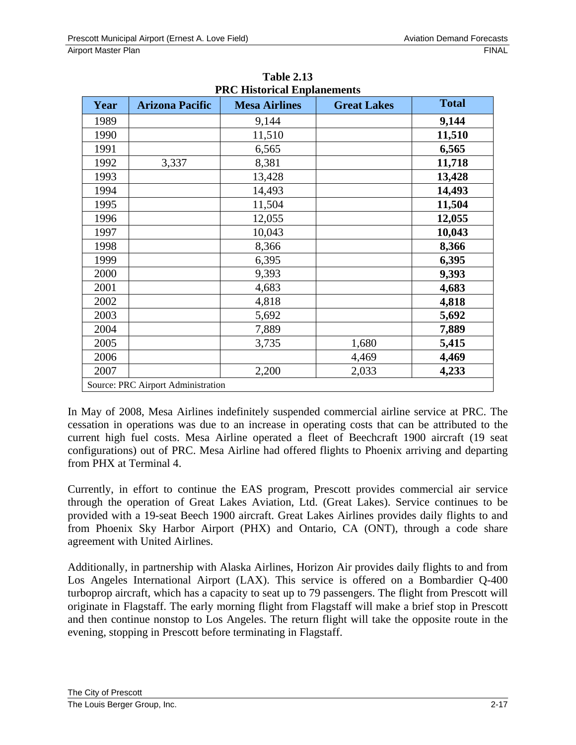**Table 2.13**
**PRC Historical Enplanements**

| Year | Arizona Pacific | Mesa Airlines | Great Lakes | Total |
|---|---|---|---|---|
| 1989 | | 9,144 | | **9,144** |
| 1990 | | 11,510 | | **11,510** |
| 1991 | | 6,565 | | **6,565** |
| 1992 | 3,337 | 8,381 | | **11,718** |
| 1993 | | 13,428 | | **13,428** |
| 1994 | | 14,493 | | **14,493** |
| 1995 | | 11,504 | | **11,504** |
| 1996 | | 12,055 | | **12,055** |
| 1997 | | 10,043 | | **10,043** |
| 1998 | | 8,366 | | **8,366** |
| 1999 | | 6,395 | | **6,395** |
| 2000 | | 9,393 | | **9,393** |
| 2001 | | 4,683 | | **4,683** |
| 2002 | | 4,818 | | **4,818** |
| 2003 | | 5,692 | | **5,692** |
| 2004 | | 7,889 | | **7,889** |
| 2005 | | 3,735 | 1,680 | **5,415** |
| 2006 | | | 4,469 | **4,469** |
| 2007 | | 2,200 | 2,033 | **4,233** |
| Source: PRC Airport Administration | | | | |

In May of 2008, Mesa Airlines indefinitely suspended commercial airline service at PRC. The cessation in operations was due to an increase in operating costs that can be attributed to the current high fuel costs. Mesa Airline operated a fleet of Beechcraft 1900 aircraft (19 seat configurations) out of PRC. Mesa Airline had offered flights to Phoenix arriving and departing from PHX at Terminal 4.

Currently, in effort to continue the EAS program, Prescott provides commercial air service through the operation of Great Lakes Aviation, Ltd. (Great Lakes). Service continues to be provided with a 19-seat Beech 1900 aircraft. Great Lakes Airlines provides daily flights to and from Phoenix Sky Harbor Airport (PHX) and Ontario, CA (ONT), through a code share agreement with United Airlines.

Additionally, in partnership with Alaska Airlines, Horizon Air provides daily flights to and from Los Angeles International Airport (LAX). This service is offered on a Bombardier Q-400 turboprop aircraft, which has a capacity to seat up to 79 passengers. The flight from Prescott will originate in Flagstaff. The early morning flight from Flagstaff will make a brief stop in Prescott and then continue nonstop to Los Angeles. The return flight will take the opposite route in the evening, stopping in Prescott before terminating in Flagstaff.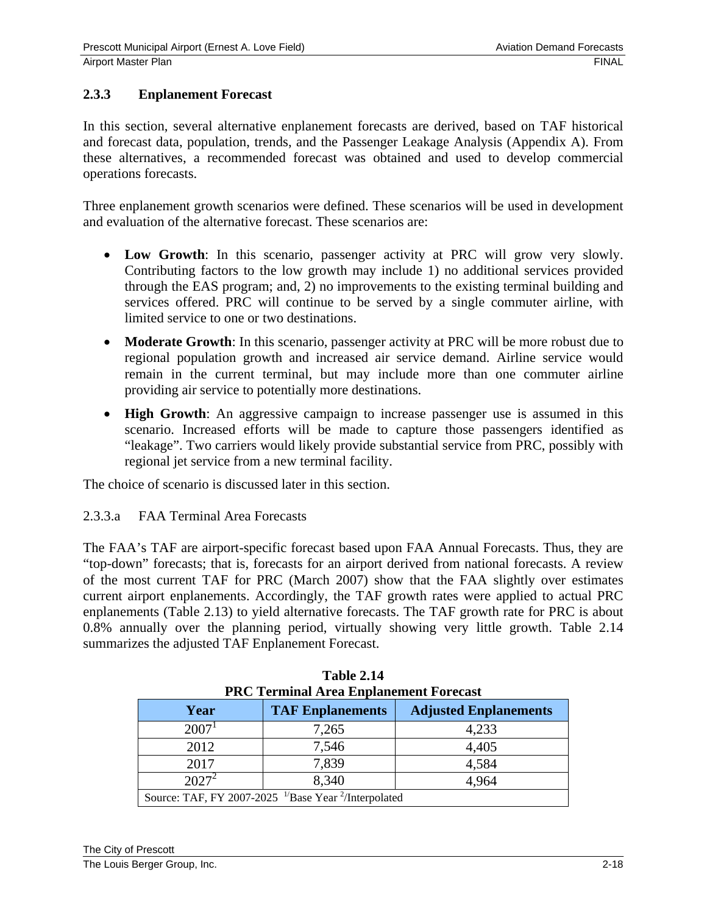### 2.3.3 Enplanement Forecast

In this section, several alternative enplanement forecasts are derived, based on TAF historical and forecast data, population, trends, and the Passenger Leakage Analysis (Appendix A). From these alternatives, a recommended forecast was obtained and used to develop commercial operations forecasts.

Three enplanement growth scenarios were defined. These scenarios will be used in development and evaluation of the alternative forecast. These scenarios are:

- **Low Growth**: In this scenario, passenger activity at PRC will grow very slowly. Contributing factors to the low growth may include 1) no additional services provided through the EAS program; and, 2) no improvements to the existing terminal building and services offered. PRC will continue to be served by a single commuter airline, with limited service to one or two destinations.
- **Moderate Growth**: In this scenario, passenger activity at PRC will be more robust due to regional population growth and increased air service demand. Airline service would remain in the current terminal, but may include more than one commuter airline providing air service to potentially more destinations.
- **High Growth**: An aggressive campaign to increase passenger use is assumed in this scenario. Increased efforts will be made to capture those passengers identified as "leakage". Two carriers would likely provide substantial service from PRC, possibly with regional jet service from a new terminal facility.

The choice of scenario is discussed later in this section.

2.3.3.a FAA Terminal Area Forecasts

The FAA's TAF are airport-specific forecast based upon FAA Annual Forecasts. Thus, they are "top-down" forecasts; that is, forecasts for an airport derived from national forecasts. A review of the most current TAF for PRC (March 2007) show that the FAA slightly over estimates current airport enplanements. Accordingly, the TAF growth rates were applied to actual PRC enplanements (Table 2.13) to yield alternative forecasts. The TAF growth rate for PRC is about 0.8% annually over the planning period, virtually showing very little growth. Table 2.14 summarizes the adjusted TAF Enplanement Forecast.

**Table 2.14**
**PRC Terminal Area Enplanement Forecast**

| Year | TAF Enplanements | Adjusted Enplanements |
|---|---|---|
| 2007[1] | 7,265 | 4,233 |
| 2012 | 7,546 | 4,405 |
| 2017 | 7,839 | 4,584 |
| 2027[2] | 8,340 | 4,964 |

Source: TAF, FY 2007-2025 [1]/Base Year [2]/Interpolated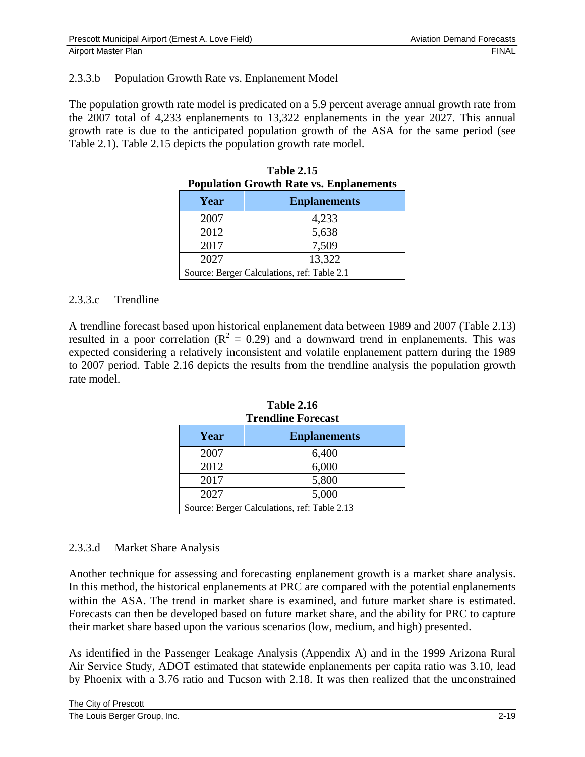#### 2.3.3.b Population Growth Rate vs. Enplanement Model

The population growth rate model is predicated on a 5.9 percent average annual growth rate from the 2007 total of 4,233 enplanements to 13,322 enplanements in the year 2027. This annual growth rate is due to the anticipated population growth of the ASA for the same period (see Table 2.1). Table 2.15 depicts the population growth rate model.

**Table 2.15**
**Population Growth Rate vs. Enplanements**

| Year | Enplanements |
|---|---|
| 2007 | 4,233 |
| 2012 | 5,638 |
| 2017 | 7,509 |
| 2027 | 13,322 |
| Source: Berger Calculations, ref: Table 2.1 | |

#### 2.3.3.c Trendline

A trendline forecast based upon historical enplanement data between 1989 and 2007 (Table 2.13) resulted in a poor correlation ($R^2 = 0.29$) and a downward trend in enplanements. This was expected considering a relatively inconsistent and volatile enplanement pattern during the 1989 to 2007 period. Table 2.16 depicts the results from the trendline analysis the population growth rate model.

**Table 2.16**
**Trendline Forecast**

| Year | Enplanements |
|---|---|
| 2007 | 6,400 |
| 2012 | 6,000 |
| 2017 | 5,800 |
| 2027 | 5,000 |
| Source: Berger Calculations, ref: Table 2.13 | |

#### 2.3.3.d Market Share Analysis

Another technique for assessing and forecasting enplanement growth is a market share analysis. In this method, the historical enplanements at PRC are compared with the potential enplanements within the ASA. The trend in market share is examined, and future market share is estimated. Forecasts can then be developed based on future market share, and the ability for PRC to capture their market share based upon the various scenarios (low, medium, and high) presented.

As identified in the Passenger Leakage Analysis (Appendix A) and in the 1999 Arizona Rural Air Service Study, ADOT estimated that statewide enplanements per capita ratio was 3.10, lead by Phoenix with a 3.76 ratio and Tucson with 2.18. It was then realized that the unconstrained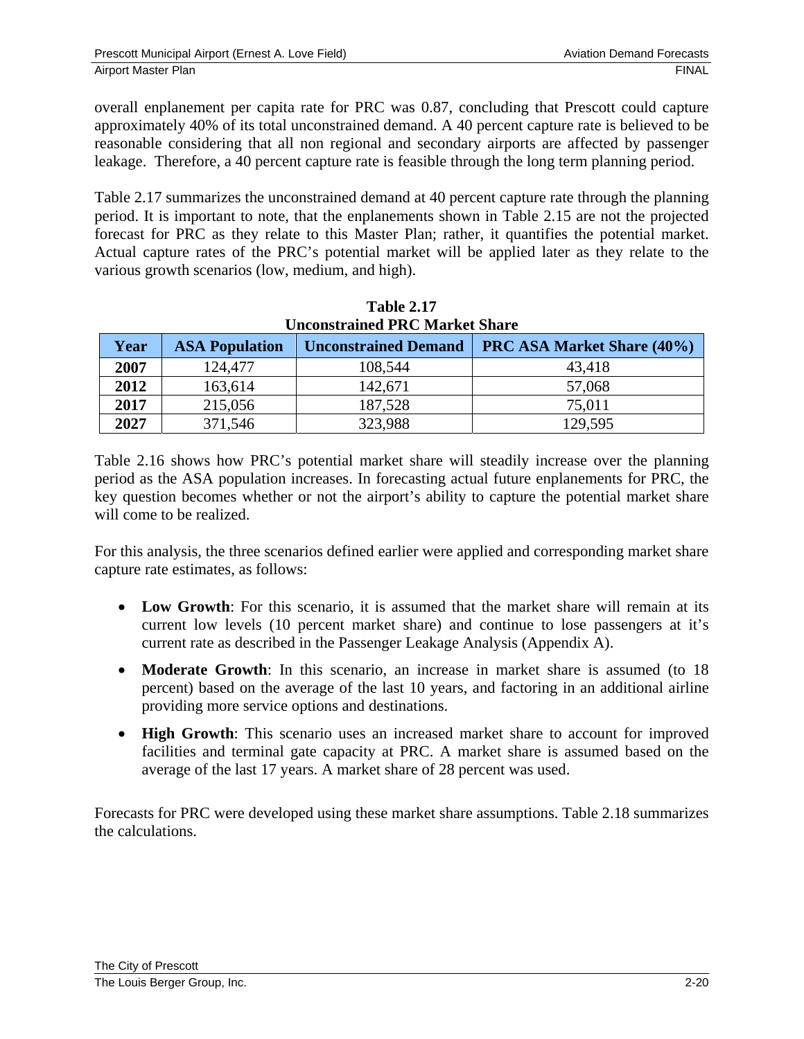overall enplanement per capita rate for PRC was 0.87, concluding that Prescott could capture approximately 40% of its total unconstrained demand. A 40 percent capture rate is believed to be reasonable considering that all non regional and secondary airports are affected by passenger leakage. Therefore, a 40 percent capture rate is feasible through the long term planning period.

Table 2.17 summarizes the unconstrained demand at 40 percent capture rate through the planning period. It is important to note, that the enplanements shown in Table 2.15 are not the projected forecast for PRC as they relate to this Master Plan; rather, it quantifies the potential market. Actual capture rates of the PRC's potential market will be applied later as they relate to the various growth scenarios (low, medium, and high).

**Table 2.17**
**Unconstrained PRC Market Share**

| Year | ASA Population | Unconstrained Demand | PRC ASA Market Share (40%) |
|---|---|---|---|
| **2007** | 124,477 | 108,544 | 43,418 |
| **2012** | 163,614 | 142,671 | 57,068 |
| **2017** | 215,056 | 187,528 | 75,011 |
| **2027** | 371,546 | 323,988 | 129,595 |

Table 2.16 shows how PRC's potential market share will steadily increase over the planning period as the ASA population increases. In forecasting actual future enplanements for PRC, the key question becomes whether or not the airport's ability to capture the potential market share will come to be realized.

For this analysis, the three scenarios defined earlier were applied and corresponding market share capture rate estimates, as follows:

- **Low Growth**: For this scenario, it is assumed that the market share will remain at its current low levels (10 percent market share) and continue to lose passengers at it's current rate as described in the Passenger Leakage Analysis (Appendix A).
- **Moderate Growth**: In this scenario, an increase in market share is assumed (to 18 percent) based on the average of the last 10 years, and factoring in an additional airline providing more service options and destinations.
- **High Growth**: This scenario uses an increased market share to account for improved facilities and terminal gate capacity at PRC. A market share is assumed based on the average of the last 17 years. A market share of 28 percent was used.

Forecasts for PRC were developed using these market share assumptions. Table 2.18 summarizes the calculations.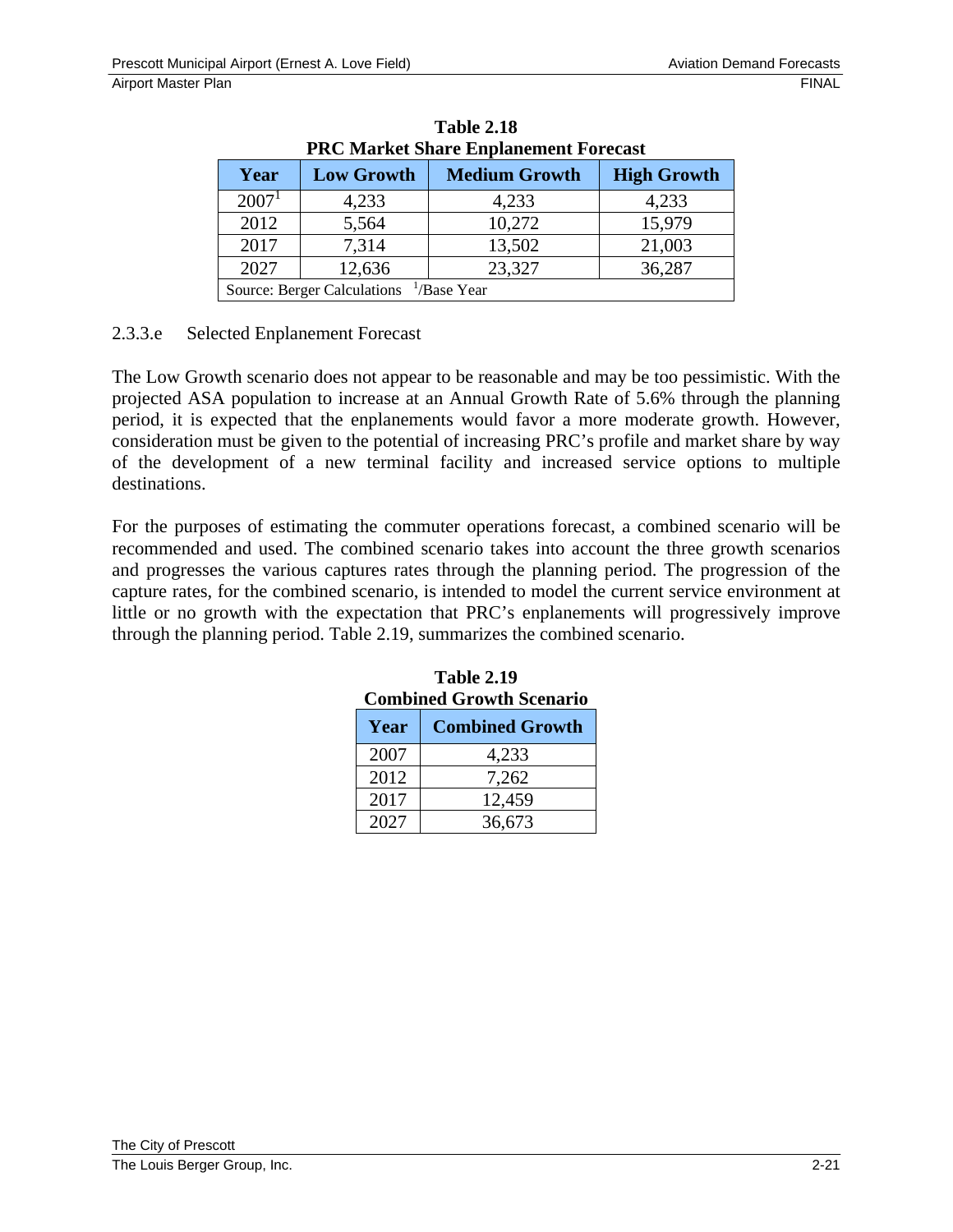**Table 2.18**
**PRC Market Share Enplanement Forecast**

| Year | Low Growth | Medium Growth | High Growth |
|---|---|---|---|
| 2007[1] | 4,233 | 4,233 | 4,233 |
| 2012 | 5,564 | 10,272 | 15,979 |
| 2017 | 7,314 | 13,502 | 21,003 |
| 2027 | 12,636 | 23,327 | 36,287 |
| Source: Berger Calculations [1]/Base Year | | | |

2.3.3.e Selected Enplanement Forecast

The Low Growth scenario does not appear to be reasonable and may be too pessimistic. With the projected ASA population to increase at an Annual Growth Rate of 5.6% through the planning period, it is expected that the enplanements would favor a more moderate growth. However, consideration must be given to the potential of increasing PRC's profile and market share by way of the development of a new terminal facility and increased service options to multiple destinations.

For the purposes of estimating the commuter operations forecast, a combined scenario will be recommended and used. The combined scenario takes into account the three growth scenarios and progresses the various captures rates through the planning period. The progression of the capture rates, for the combined scenario, is intended to model the current service environment at little or no growth with the expectation that PRC's enplanements will progressively improve through the planning period. Table 2.19, summarizes the combined scenario.

**Table 2.19**
**Combined Growth Scenario**

| Year | Combined Growth |
|---|---|
| 2007 | 4,233 |
| 2012 | 7,262 |
| 2017 | 12,459 |
| 2027 | 36,673 |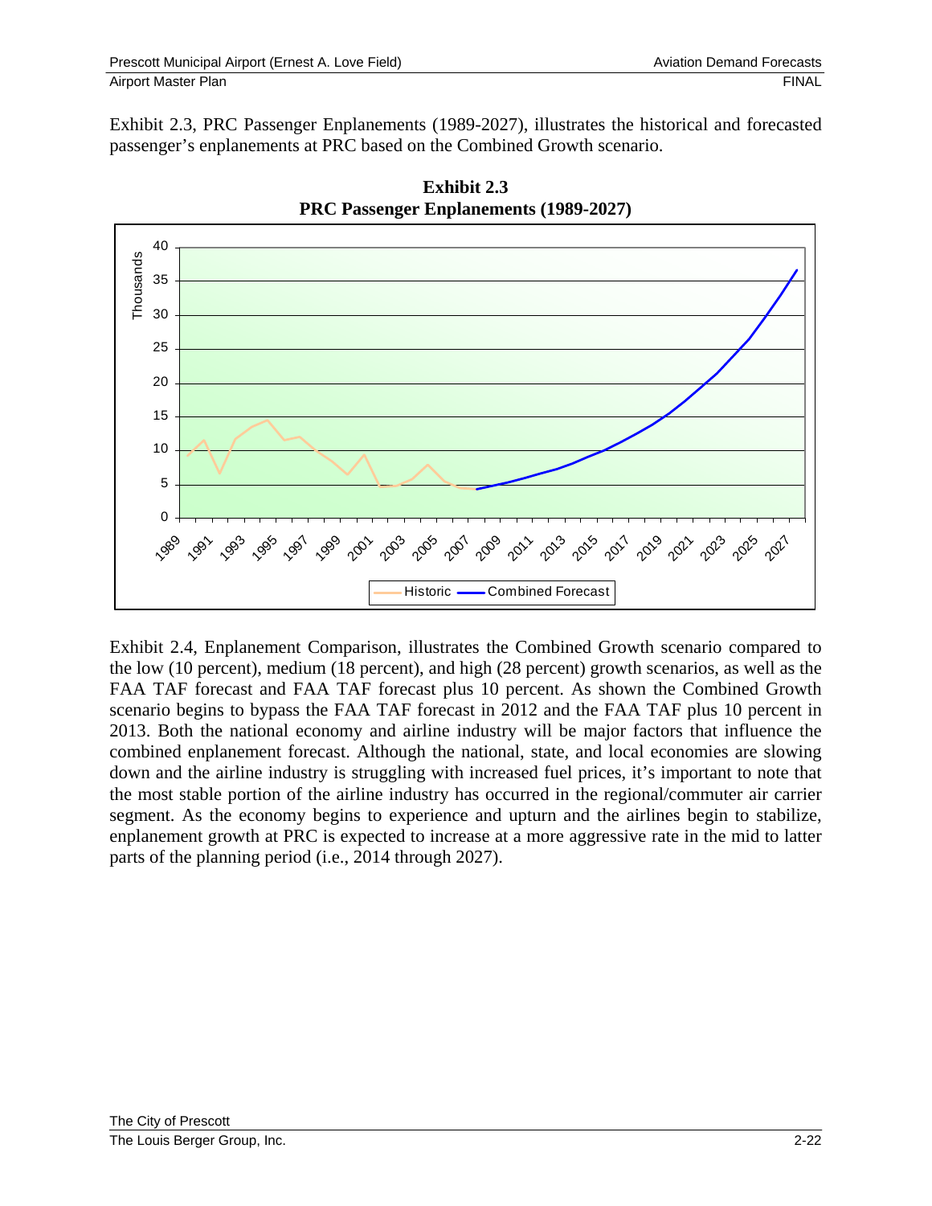Exhibit 2.3, PRC Passenger Enplanements (1989-2027), illustrates the historical and forecasted passenger's enplanements at PRC based on the Combined Growth scenario.

**Exhibit 2.3**
**PRC Passenger Enplanements (1989-2027)**

Exhibit 2.4, Enplanement Comparison, illustrates the Combined Growth scenario compared to the low (10 percent), medium (18 percent), and high (28 percent) growth scenarios, as well as the FAA TAF forecast and FAA TAF forecast plus 10 percent. As shown the Combined Growth scenario begins to bypass the FAA TAF forecast in 2012 and the FAA TAF plus 10 percent in 2013. Both the national economy and airline industry will be major factors that influence the combined enplanement forecast. Although the national, state, and local economies are slowing down and the airline industry is struggling with increased fuel prices, it's important to note that the most stable portion of the airline industry has occurred in the regional/commuter air carrier segment. As the economy begins to experience and upturn and the airlines begin to stabilize, enplanement growth at PRC is expected to increase at a more aggressive rate in the mid to latter parts of the planning period (i.e., 2014 through 2027).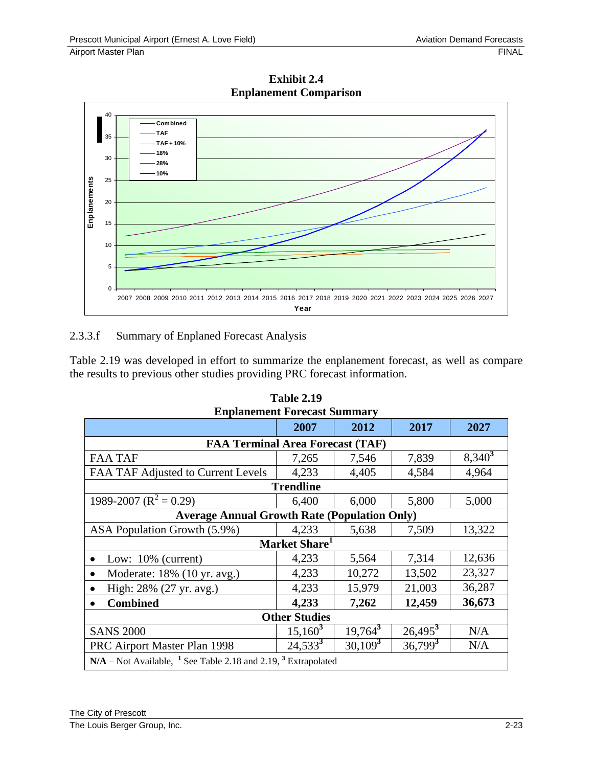**Exhibit 2.4**
**Enplanement Comparison**

2.3.3.f Summary of Enplaned Forecast Analysis

Table 2.19 was developed in effort to summarize the enplanement forecast, as well as compare the results to previous other studies providing PRC forecast information.

**Table 2.19**
**Enplanement Forecast Summary**

| | 2007 | 2012 | 2017 | 2027 |
|---|---|---|---|---|
| **FAA Terminal Area Forecast (TAF)** | | | | |
| FAA TAF | 7,265 | 7,546 | 7,839 | 8,340[3] |
| FAA TAF Adjusted to Current Levels | 4,233 | 4,405 | 4,584 | 4,964 |
| **Trendline** | | | | |
| 1989-2007 ($R^2 = 0.29$) | 6,400 | 6,000 | 5,800 | 5,000 |
| **Average Annual Growth Rate (Population Only)** | | | | |
| ASA Population Growth (5.9%) | 4,233 | 5,638 | 7,509 | 13,322 |
| **Market Share[1]** | | | | |
| • Low: 10% (current) | 4,233 | 5,564 | 7,314 | 12,636 |
| • Moderate: 18% (10 yr. avg.) | 4,233 | 10,272 | 13,502 | 23,327 |
| • High: 28% (27 yr. avg.) | 4,233 | 15,979 | 21,003 | 36,287 |
| • **Combined** | **4,233** | **7,262** | **12,459** | **36,673** |
| **Other Studies** | | | | |
| SANS 2000 | 15,160[3] | 19,764[3] | 26,495[3] | N/A |
| PRC Airport Master Plan 1998 | 24,533[3] | 30,109[3] | 36,799[3] | N/A |

**N/A** – Not Available, [1] See Table 2.18 and 2.19, [3] Extrapolated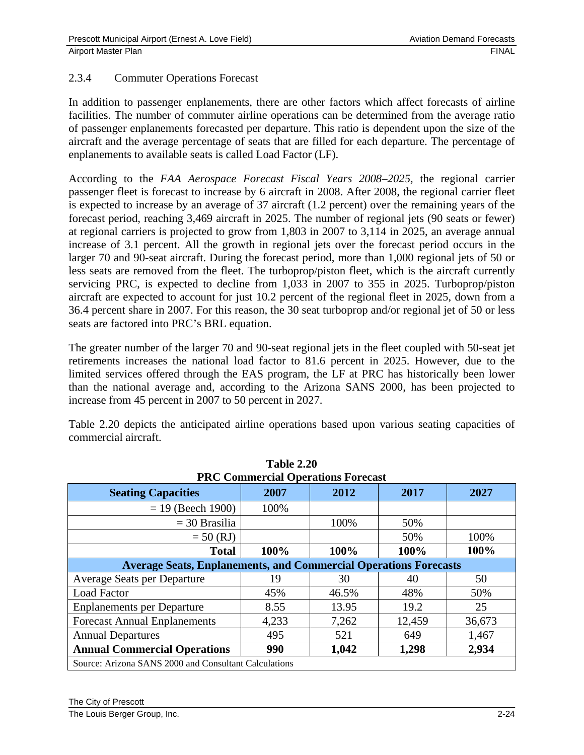### 2.3.4 Commuter Operations Forecast

In addition to passenger enplanements, there are other factors which affect forecasts of airline facilities. The number of commuter airline operations can be determined from the average ratio of passenger enplanements forecasted per departure. This ratio is dependent upon the size of the aircraft and the average percentage of seats that are filled for each departure. The percentage of enplanements to available seats is called Load Factor (LF).

According to the *FAA Aerospace Forecast Fiscal Years 2008–2025*, the regional carrier passenger fleet is forecast to increase by 6 aircraft in 2008. After 2008, the regional carrier fleet is expected to increase by an average of 37 aircraft (1.2 percent) over the remaining years of the forecast period, reaching 3,469 aircraft in 2025. The number of regional jets (90 seats or fewer) at regional carriers is projected to grow from 1,803 in 2007 to 3,114 in 2025, an average annual increase of 3.1 percent. All the growth in regional jets over the forecast period occurs in the larger 70 and 90-seat aircraft. During the forecast period, more than 1,000 regional jets of 50 or less seats are removed from the fleet. The turboprop/piston fleet, which is the aircraft currently servicing PRC, is expected to decline from 1,033 in 2007 to 355 in 2025. Turboprop/piston aircraft are expected to account for just 10.2 percent of the regional fleet in 2025, down from a 36.4 percent share in 2007. For this reason, the 30 seat turboprop and/or regional jet of 50 or less seats are factored into PRC's BRL equation.

The greater number of the larger 70 and 90-seat regional jets in the fleet coupled with 50-seat jet retirements increases the national load factor to 81.6 percent in 2025. However, due to the limited services offered through the EAS program, the LF at PRC has historically been lower than the national average and, according to the Arizona SANS 2000, has been projected to increase from 45 percent in 2007 to 50 percent in 2027.

Table 2.20 depicts the anticipated airline operations based upon various seating capacities of commercial aircraft.

**Table 2.20**
**PRC Commercial Operations Forecast**

| Seating Capacities | 2007 | 2012 | 2017 | 2027 |
|---|---|---|---|---|
| = 19 (Beech 1900) | 100% | | | |
| = 30 Brasilia | | 100% | 50% | |
| = 50 (RJ) | | | 50% | 100% |
| **Total** | **100%** | **100%** | **100%** | **100%** |
| **Average Seats, Enplanements, and Commercial Operations Forecasts** | | | | |
| Average Seats per Departure | 19 | 30 | 40 | 50 |
| Load Factor | 45% | 46.5% | 48% | 50% |
| Enplanements per Departure | 8.55 | 13.95 | 19.2 | 25 |
| Forecast Annual Enplanements | 4,233 | 7,262 | 12,459 | 36,673 |
| Annual Departures | 495 | 521 | 649 | 1,467 |
| **Annual Commercial Operations** | **990** | **1,042** | **1,298** | **2,934** |
| Source: Arizona SANS 2000 and Consultant Calculations | | | | |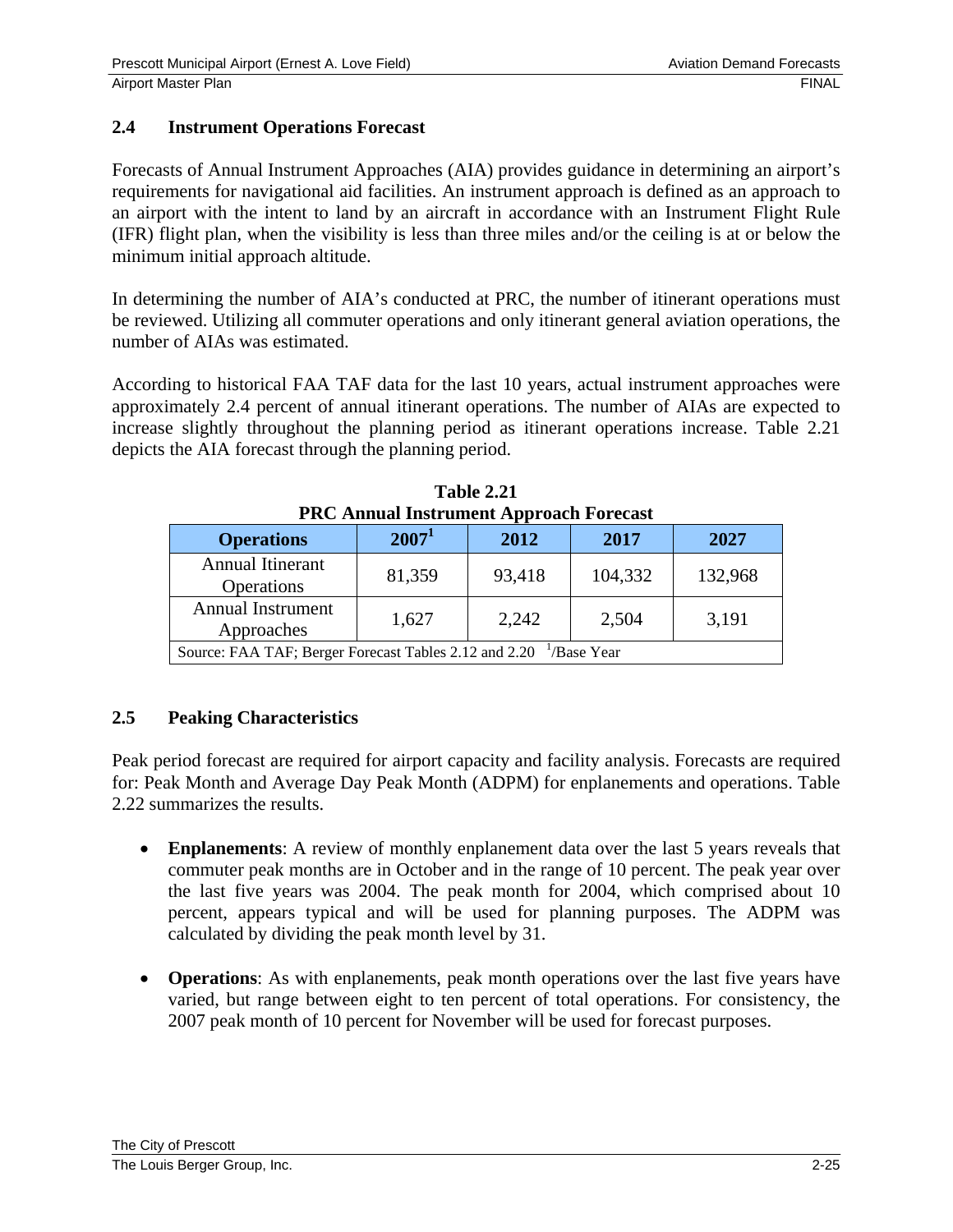## 2.4 Instrument Operations Forecast

Forecasts of Annual Instrument Approaches (AIA) provides guidance in determining an airport's requirements for navigational aid facilities. An instrument approach is defined as an approach to an airport with the intent to land by an aircraft in accordance with an Instrument Flight Rule (IFR) flight plan, when the visibility is less than three miles and/or the ceiling is at or below the minimum initial approach altitude.

In determining the number of AIA's conducted at PRC, the number of itinerant operations must be reviewed. Utilizing all commuter operations and only itinerant general aviation operations, the number of AIAs was estimated.

According to historical FAA TAF data for the last 10 years, actual instrument approaches were approximately 2.4 percent of annual itinerant operations. The number of AIAs are expected to increase slightly throughout the planning period as itinerant operations increase. Table 2.21 depicts the AIA forecast through the planning period.

**Table 2.21**
**PRC Annual Instrument Approach Forecast**

| Operations | 2007[1] | 2012 | 2017 | 2027 |
|---|---|---|---|---|
| Annual Itinerant Operations | 81,359 | 93,418 | 104,332 | 132,968 |
| Annual Instrument Approaches | 1,627 | 2,242 | 2,504 | 3,191 |
| Source: FAA TAF; Berger Forecast Tables 2.12 and 2.20 [1]/Base Year | | | | |

## 2.5 Peaking Characteristics

Peak period forecast are required for airport capacity and facility analysis. Forecasts are required for: Peak Month and Average Day Peak Month (ADPM) for enplanements and operations. Table 2.22 summarizes the results.

- **Enplanements**: A review of monthly enplanement data over the last 5 years reveals that commuter peak months are in October and in the range of 10 percent. The peak year over the last five years was 2004. The peak month for 2004, which comprised about 10 percent, appears typical and will be used for planning purposes. The ADPM was calculated by dividing the peak month level by 31.

- **Operations**: As with enplanements, peak month operations over the last five years have varied, but range between eight to ten percent of total operations. For consistency, the 2007 peak month of 10 percent for November will be used for forecast purposes.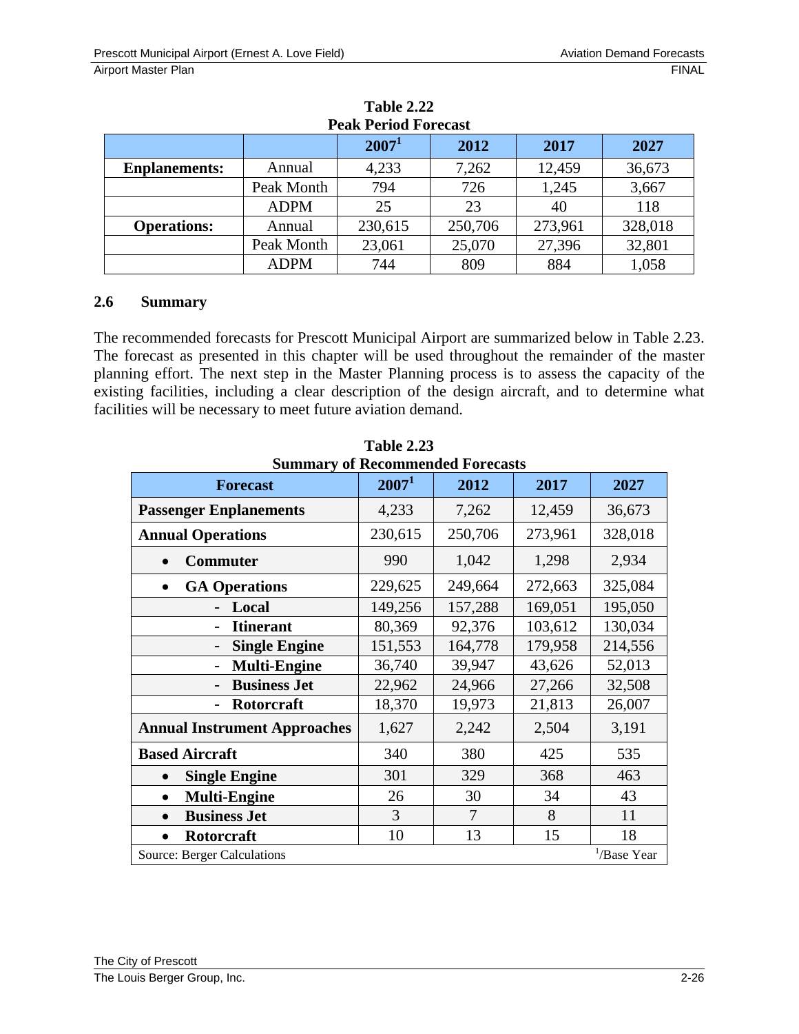**Table 2.22**
**Peak Period Forecast**

| | | 2007[1] | 2012 | 2017 | 2027 |
|---|---|---|---|---|---|
| **Enplanements:** | Annual | 4,233 | 7,262 | 12,459 | 36,673 |
| | Peak Month | 794 | 726 | 1,245 | 3,667 |
| | ADPM | 25 | 23 | 40 | 118 |
| **Operations:** | Annual | 230,615 | 250,706 | 273,961 | 328,018 |
| | Peak Month | 23,061 | 25,070 | 27,396 | 32,801 |
| | ADPM | 744 | 809 | 884 | 1,058 |

## 2.6 Summary

The recommended forecasts for Prescott Municipal Airport are summarized below in Table 2.23. The forecast as presented in this chapter will be used throughout the remainder of the master planning effort. The next step in the Master Planning process is to assess the capacity of the existing facilities, including a clear description of the design aircraft, and to determine what facilities will be necessary to meet future aviation demand.

**Table 2.23**
**Summary of Recommended Forecasts**

| Forecast | 2007[1] | 2012 | 2017 | 2027 |
|---|---|---|---|---|
| **Passenger Enplanements** | 4,233 | 7,262 | 12,459 | 36,673 |
| **Annual Operations** | 230,615 | 250,706 | 273,961 | 328,018 |
| • **Commuter** | 990 | 1,042 | 1,298 | 2,934 |
| • **GA Operations** | 229,625 | 249,664 | 272,663 | 325,084 |
| - **Local** | 149,256 | 157,288 | 169,051 | 195,050 |
| - **Itinerant** | 80,369 | 92,376 | 103,612 | 130,034 |
| - **Single Engine** | 151,553 | 164,778 | 179,958 | 214,556 |
| - **Multi-Engine** | 36,740 | 39,947 | 43,626 | 52,013 |
| - **Business Jet** | 22,962 | 24,966 | 27,266 | 32,508 |
| - **Rotorcraft** | 18,370 | 19,973 | 21,813 | 26,007 |
| **Annual Instrument Approaches** | 1,627 | 2,242 | 2,504 | 3,191 |
| **Based Aircraft** | 340 | 380 | 425 | 535 |
| • **Single Engine** | 301 | 329 | 368 | 463 |
| • **Multi-Engine** | 26 | 30 | 34 | 43 |
| • **Business Jet** | 3 | 7 | 8 | 11 |
| • **Rotorcraft** | 10 | 13 | 15 | 18 |
| Source: Berger Calculations | | | | [1]/Base Year |